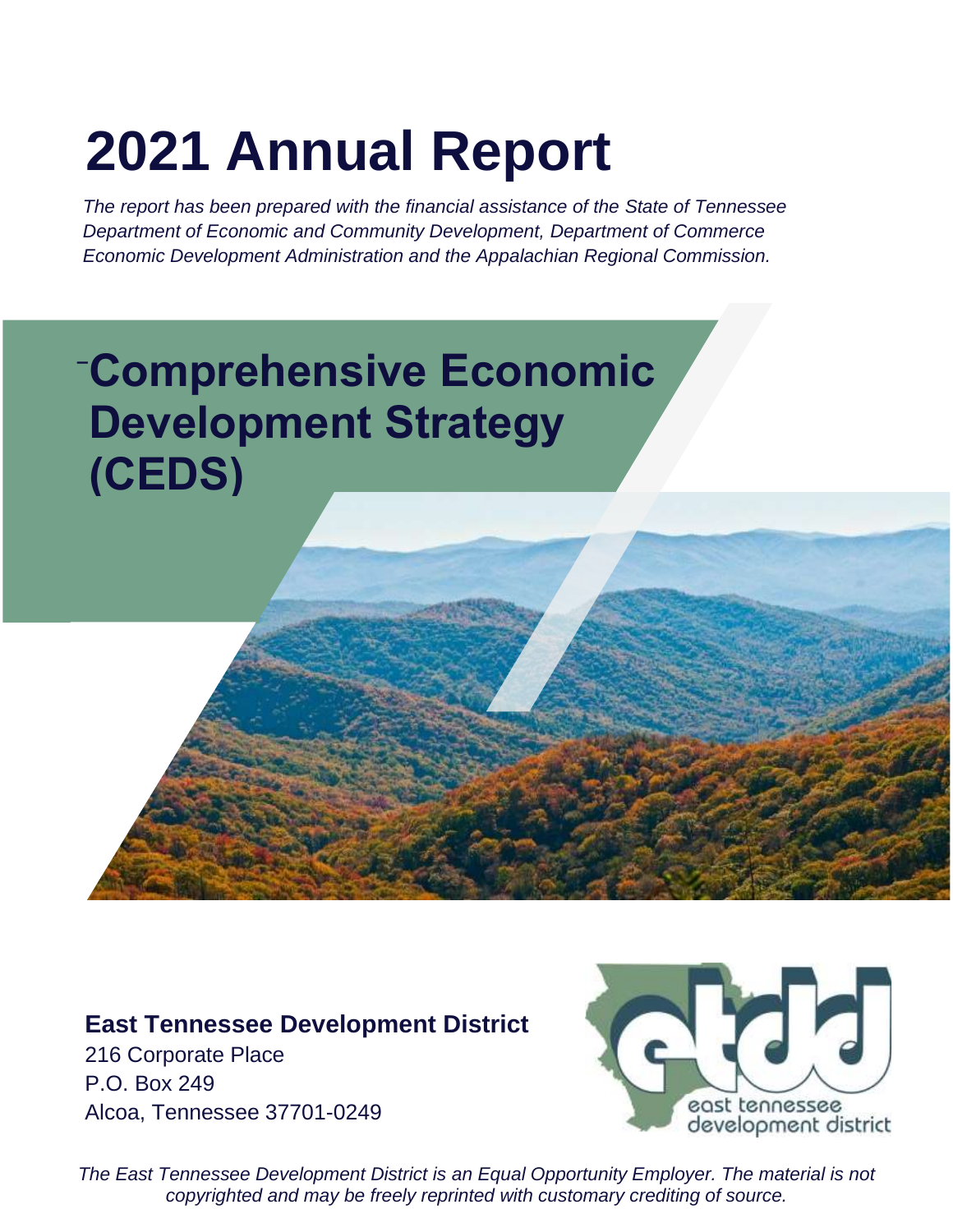# 2021 Annual Report

*The report has been prepared with the financial assistance of the State of Tennessee Department of Economic and Community Development, Department of Commerce Economic Development Administration and the Appalachian Regional Commission.*

## Comprehensive Economic Development Strategy (CEDS)

**East Tennessee Development District**

216 Corporate Place
P.O. Box 249
Alcoa, Tennessee 37701-0249

*The East Tennessee Development District is an Equal Opportunity Employer. The material is not copyrighted and may be freely reprinted with customary crediting of source.*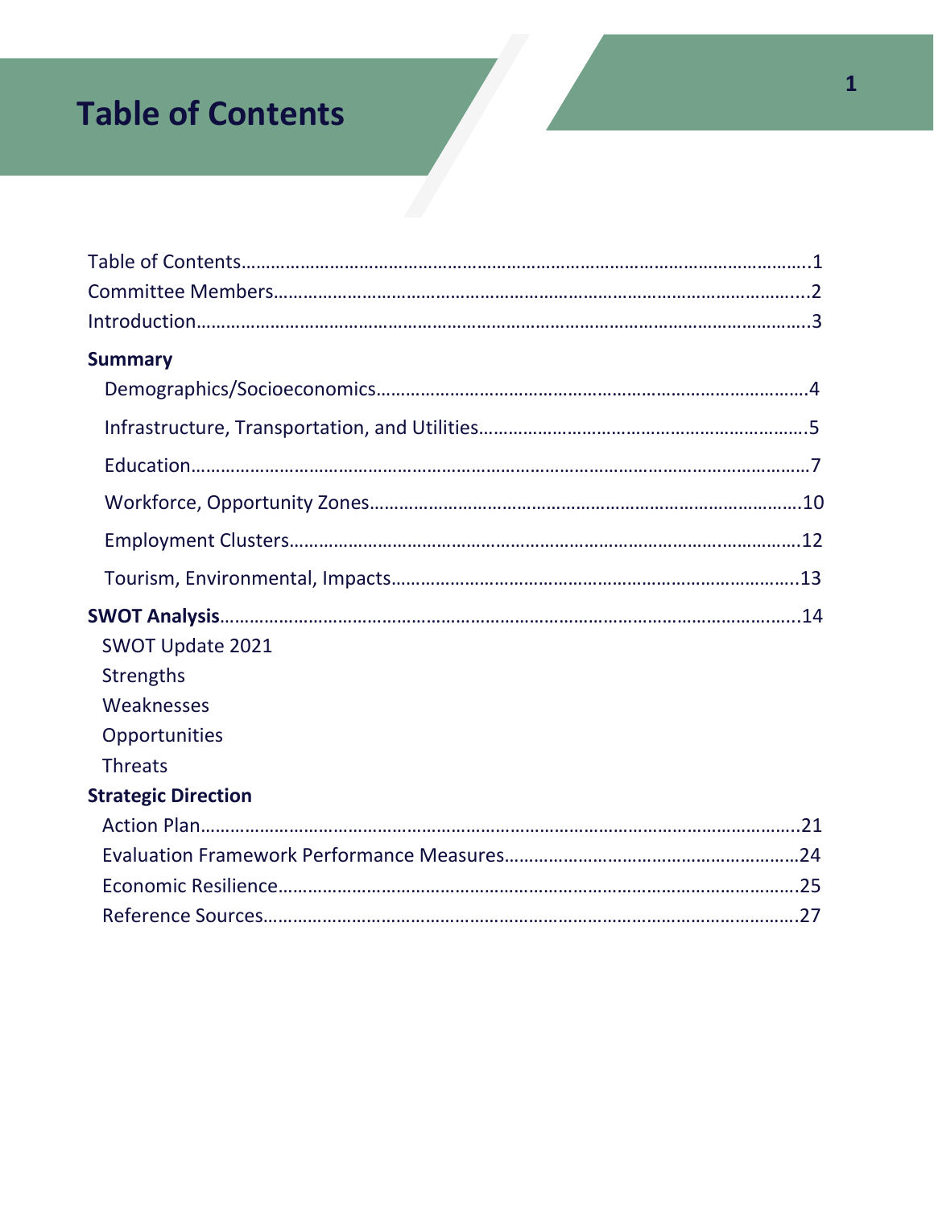# Table of Contents

Table of Contents……………………………………………………………………………………………………1
Committee Members……………………………………………………………………………………………...2
Introduction………………………………………………………………………………………………………….3

**Summary**

Demographics/Socioeconomics……………………………………………………………………………4
Infrastructure, Transportation, and Utilities……………………………………………………….5
Education………………………………………………………………………………………………………7
Workforce, Opportunity Zones……………………………………………………………………………10
Employment Clusters………………………………………………………………………………………12
Tourism, Environmental, Impacts……………………………………………………………………..13

**SWOT Analysis**……………………………………………………………………………………………………..14

SWOT Update 2021
Strengths
Weaknesses
Opportunities
Threats

**Strategic Direction**

Action Plan…………………………………………………………………………………………………………..21
Evaluation Framework Performance Measures…………………………………………………24
Economic Resilience………………………………………………………………………………………..25
Reference Sources……………………………………………………………………………………………27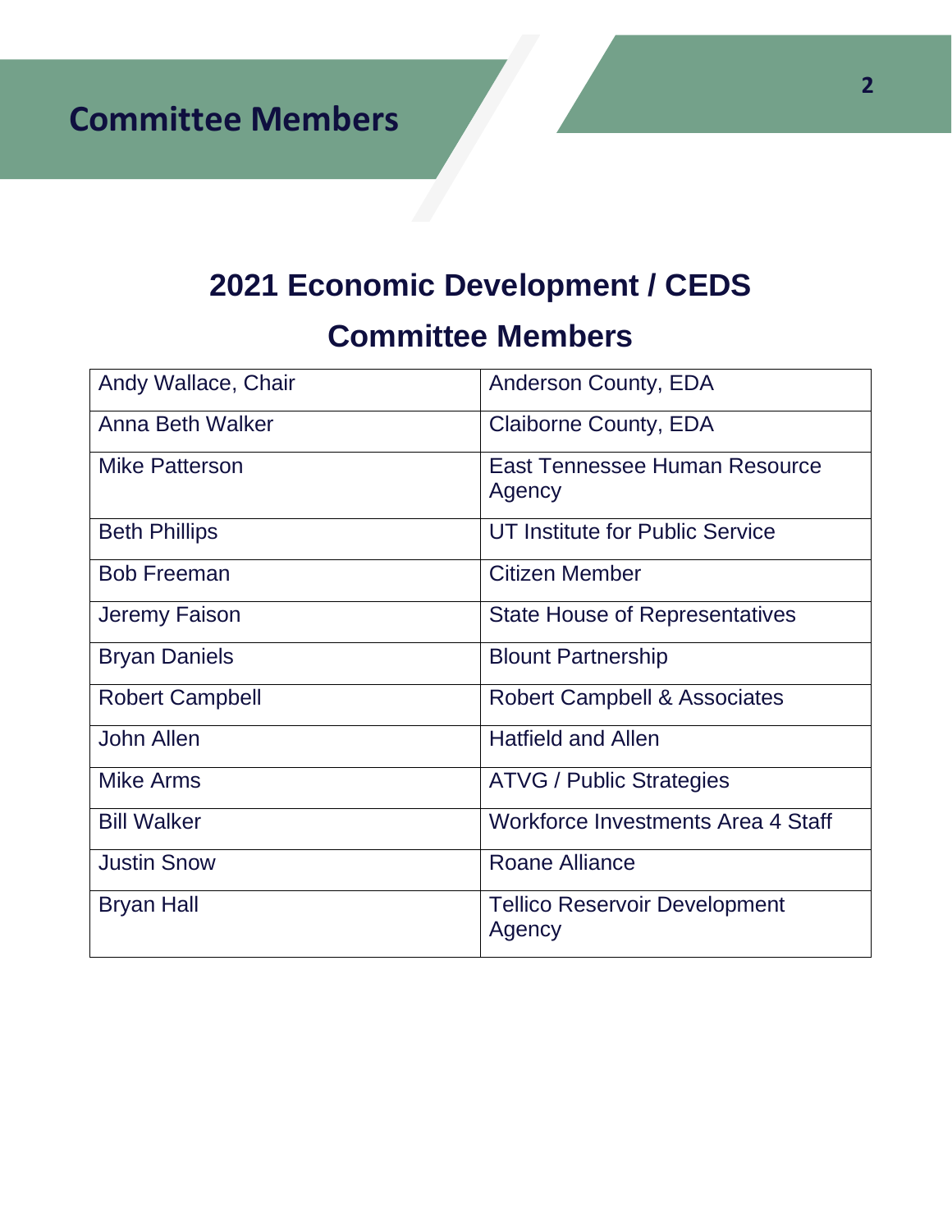# Committee Members

## 2021 Economic Development / CEDS Committee Members

| Name | Organization |
|---|---|
| Andy Wallace, Chair | Anderson County, EDA |
| Anna Beth Walker | Claiborne County, EDA |
| Mike Patterson | East Tennessee Human Resource Agency |
| Beth Phillips | UT Institute for Public Service |
| Bob Freeman | Citizen Member |
| Jeremy Faison | State House of Representatives |
| Bryan Daniels | Blount Partnership |
| Robert Campbell | Robert Campbell & Associates |
| John Allen | Hatfield and Allen |
| Mike Arms | ATVG / Public Strategies |
| Bill Walker | Workforce Investments Area 4 Staff |
| Justin Snow | Roane Alliance |
| Bryan Hall | Tellico Reservoir Development Agency |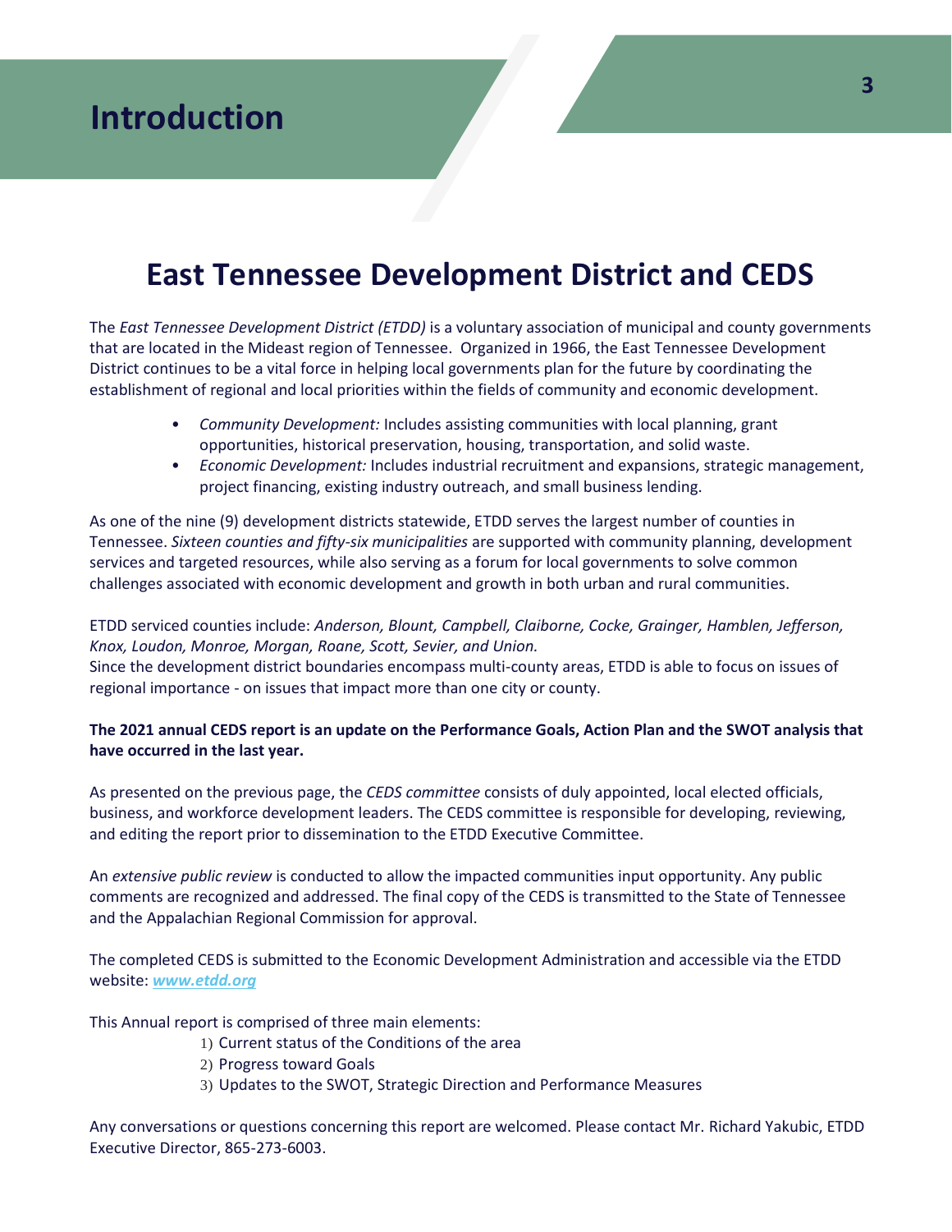# Introduction

## East Tennessee Development District and CEDS

The *East Tennessee Development District (ETDD)* is a voluntary association of municipal and county governments that are located in the Mideast region of Tennessee. Organized in 1966, the East Tennessee Development District continues to be a vital force in helping local governments plan for the future by coordinating the establishment of regional and local priorities within the fields of community and economic development.

- *Community Development:* Includes assisting communities with local planning, grant opportunities, historical preservation, housing, transportation, and solid waste.
- *Economic Development:* Includes industrial recruitment and expansions, strategic management, project financing, existing industry outreach, and small business lending.

As one of the nine (9) development districts statewide, ETDD serves the largest number of counties in Tennessee. *Sixteen counties and fifty-six municipalities* are supported with community planning, development services and targeted resources, while also serving as a forum for local governments to solve common challenges associated with economic development and growth in both urban and rural communities.

ETDD serviced counties include: *Anderson, Blount, Campbell, Claiborne, Cocke, Grainger, Hamblen, Jefferson, Knox, Loudon, Monroe, Morgan, Roane, Scott, Sevier, and Union.*
Since the development district boundaries encompass multi-county areas, ETDD is able to focus on issues of regional importance - on issues that impact more than one city or county.

**The 2021 annual CEDS report is an update on the Performance Goals, Action Plan and the SWOT analysis that have occurred in the last year.**

As presented on the previous page, the *CEDS committee* consists of duly appointed, local elected officials, business, and workforce development leaders. The CEDS committee is responsible for developing, reviewing, and editing the report prior to dissemination to the ETDD Executive Committee.

An *extensive public review* is conducted to allow the impacted communities input opportunity. Any public comments are recognized and addressed. The final copy of the CEDS is transmitted to the State of Tennessee and the Appalachian Regional Commission for approval.

The completed CEDS is submitted to the Economic Development Administration and accessible via the ETDD website: [***www.etdd.org***](http://www.etdd.org)

This Annual report is comprised of three main elements:

1) Current status of the Conditions of the area
2) Progress toward Goals
3) Updates to the SWOT, Strategic Direction and Performance Measures

Any conversations or questions concerning this report are welcomed. Please contact Mr. Richard Yakubic, ETDD Executive Director, 865-273-6003.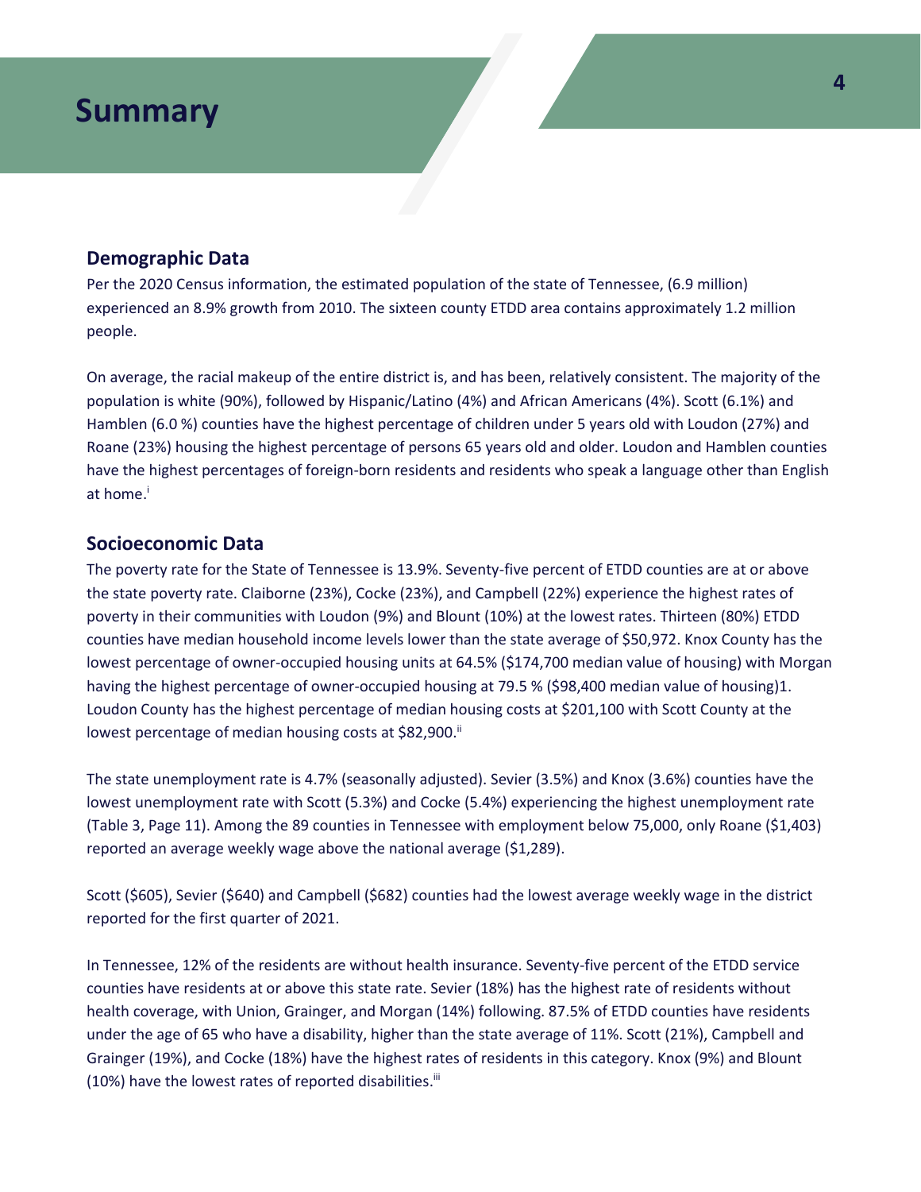# Summary

## Demographic Data

Per the 2020 Census information, the estimated population of the state of Tennessee, (6.9 million) experienced an 8.9% growth from 2010. The sixteen county ETDD area contains approximately 1.2 million people.

On average, the racial makeup of the entire district is, and has been, relatively consistent. The majority of the population is white (90%), followed by Hispanic/Latino (4%) and African Americans (4%). Scott (6.1%) and Hamblen (6.0 %) counties have the highest percentage of children under 5 years old with Loudon (27%) and Roane (23%) housing the highest percentage of persons 65 years old and older. Loudon and Hamblen counties have the highest percentages of foreign-born residents and residents who speak a language other than English at home.[i]

## Socioeconomic Data

The poverty rate for the State of Tennessee is 13.9%. Seventy-five percent of ETDD counties are at or above the state poverty rate. Claiborne (23%), Cocke (23%), and Campbell (22%) experience the highest rates of poverty in their communities with Loudon (9%) and Blount (10%) at the lowest rates. Thirteen (80%) ETDD counties have median household income levels lower than the state average of $50,972. Knox County has the lowest percentage of owner-occupied housing units at 64.5% ($174,700 median value of housing) with Morgan having the highest percentage of owner-occupied housing at 79.5 % ($98,400 median value of housing)1. Loudon County has the highest percentage of median housing costs at $201,100 with Scott County at the lowest percentage of median housing costs at $82,900.[ii]

The state unemployment rate is 4.7% (seasonally adjusted). Sevier (3.5%) and Knox (3.6%) counties have the lowest unemployment rate with Scott (5.3%) and Cocke (5.4%) experiencing the highest unemployment rate (Table 3, Page 11). Among the 89 counties in Tennessee with employment below 75,000, only Roane ($1,403) reported an average weekly wage above the national average ($1,289).

Scott ($605), Sevier ($640) and Campbell ($682) counties had the lowest average weekly wage in the district reported for the first quarter of 2021.

In Tennessee, 12% of the residents are without health insurance. Seventy-five percent of the ETDD service counties have residents at or above this state rate. Sevier (18%) has the highest rate of residents without health coverage, with Union, Grainger, and Morgan (14%) following. 87.5% of ETDD counties have residents under the age of 65 who have a disability, higher than the state average of 11%. Scott (21%), Campbell and Grainger (19%), and Cocke (18%) have the highest rates of residents in this category. Knox (9%) and Blount (10%) have the lowest rates of reported disabilities.[iii]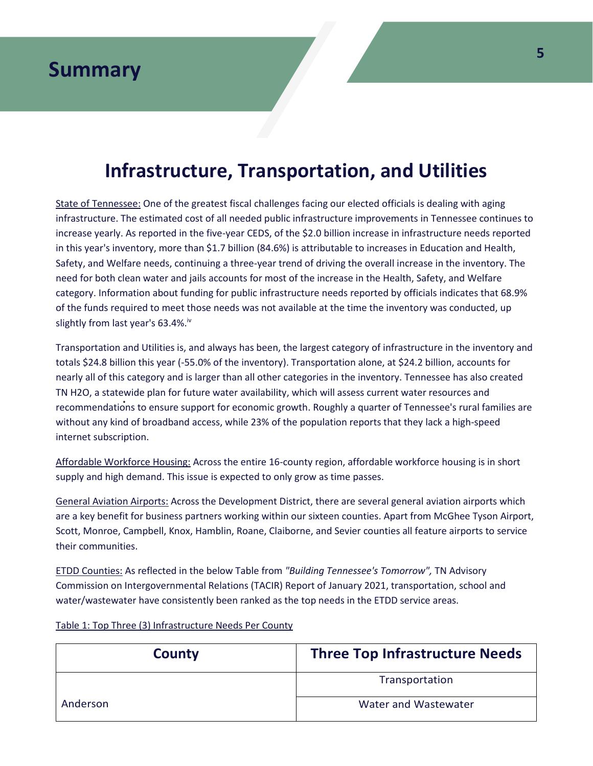# Summary

## Infrastructure, Transportation, and Utilities

State of Tennessee: One of the greatest fiscal challenges facing our elected officials is dealing with aging infrastructure. The estimated cost of all needed public infrastructure improvements in Tennessee continues to increase yearly. As reported in the five-year CEDS, of the $2.0 billion increase in infrastructure needs reported in this year's inventory, more than $1.7 billion (84.6%) is attributable to increases in Education and Health, Safety, and Welfare needs, continuing a three-year trend of driving the overall increase in the inventory. The need for both clean water and jails accounts for most of the increase in the Health, Safety, and Welfare category. Information about funding for public infrastructure needs reported by officials indicates that 68.9% of the funds required to meet those needs was not available at the time the inventory was conducted, up slightly from last year's 63.4%.[iv]

Transportation and Utilities is, and always has been, the largest category of infrastructure in the inventory and totals $24.8 billion this year (-55.0% of the inventory). Transportation alone, at $24.2 billion, accounts for nearly all of this category and is larger than all other categories in the inventory. Tennessee has also created TN H2O, a statewide plan for future water availability, which will assess current water resources and recommendations to ensure support for economic growth. Roughly a quarter of Tennessee's rural families are without any kind of broadband access, while 23% of the population reports that they lack a high-speed internet subscription.

Affordable Workforce Housing: Across the entire 16-county region, affordable workforce housing is in short supply and high demand. This issue is expected to only grow as time passes.

General Aviation Airports: Across the Development District, there are several general aviation airports which are a key benefit for business partners working within our sixteen counties. Apart from McGhee Tyson Airport, Scott, Monroe, Campbell, Knox, Hamblin, Roane, Claiborne, and Sevier counties all feature airports to service their communities.

ETDD Counties: As reflected in the below Table from *"Building Tennessee's Tomorrow",* TN Advisory Commission on Intergovernmental Relations (TACIR) Report of January 2021, transportation, school and water/wastewater have consistently been ranked as the top needs in the ETDD service areas.

Table 1: Top Three (3) Infrastructure Needs Per County

| County | Three Top Infrastructure Needs |
|---|---|
| Anderson | Transportation |
| | Water and Wastewater |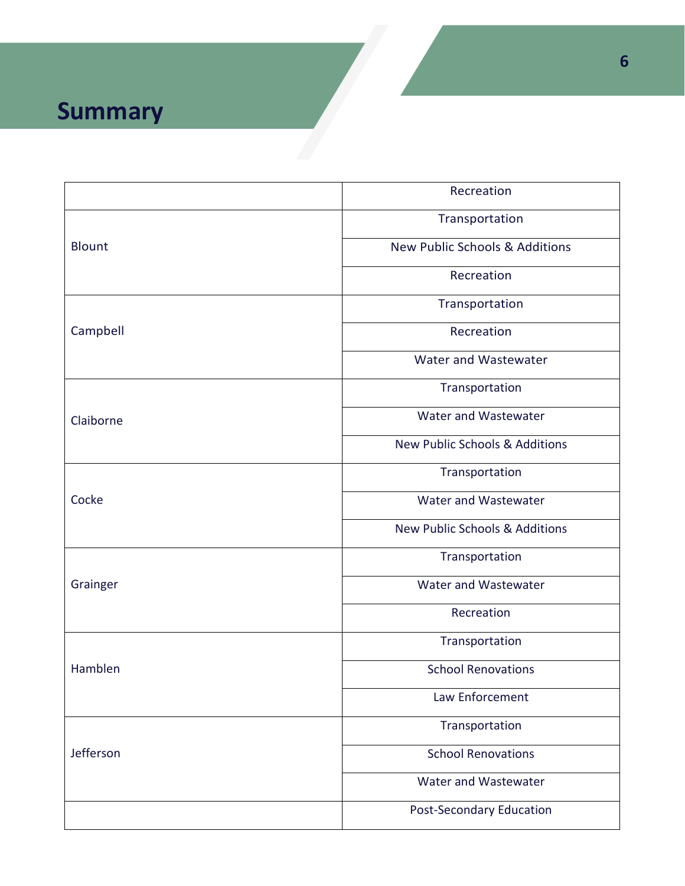## Summary

| | |
|---|---|
| | Recreation |
| Blount | Transportation |
| | New Public Schools & Additions |
| | Recreation |
| Campbell | Transportation |
| | Recreation |
| | Water and Wastewater |
| Claiborne | Transportation |
| | Water and Wastewater |
| | New Public Schools & Additions |
| Cocke | Transportation |
| | Water and Wastewater |
| | New Public Schools & Additions |
| Grainger | Transportation |
| | Water and Wastewater |
| | Recreation |
| Hamblen | Transportation |
| | School Renovations |
| | Law Enforcement |
| Jefferson | Transportation |
| | School Renovations |
| | Water and Wastewater |
| | Post-Secondary Education |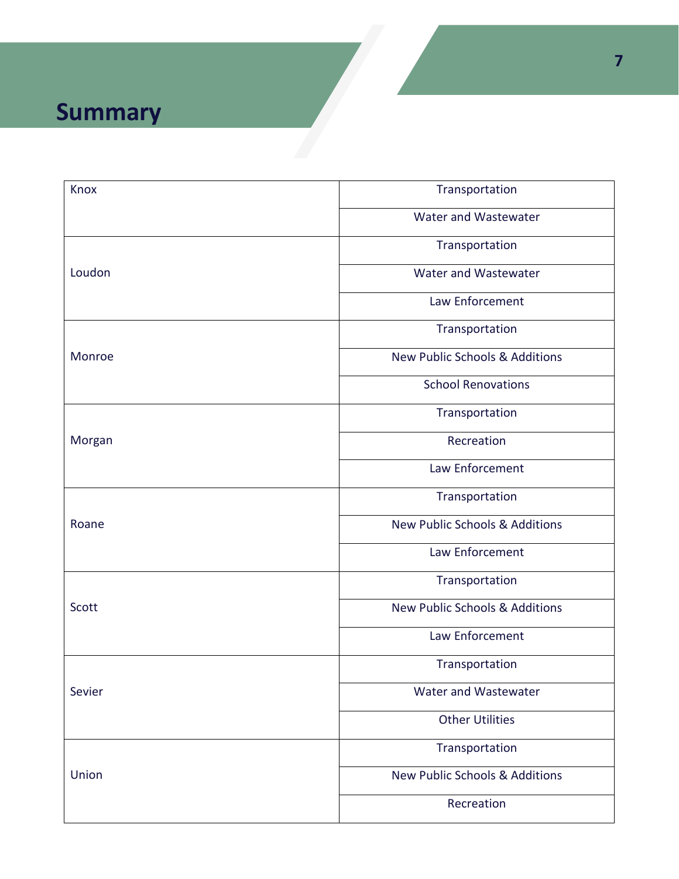# Summary

| | |
|---|---|
| Knox | Transportation |
| | Water and Wastewater |
| Loudon | Transportation |
| | Water and Wastewater |
| | Law Enforcement |
| Monroe | Transportation |
| | New Public Schools & Additions |
| | School Renovations |
| Morgan | Transportation |
| | Recreation |
| | Law Enforcement |
| Roane | Transportation |
| | New Public Schools & Additions |
| | Law Enforcement |
| Scott | Transportation |
| | New Public Schools & Additions |
| | Law Enforcement |
| Sevier | Transportation |
| | Water and Wastewater |
| | Other Utilities |
| Union | Transportation |
| | New Public Schools & Additions |
| | Recreation |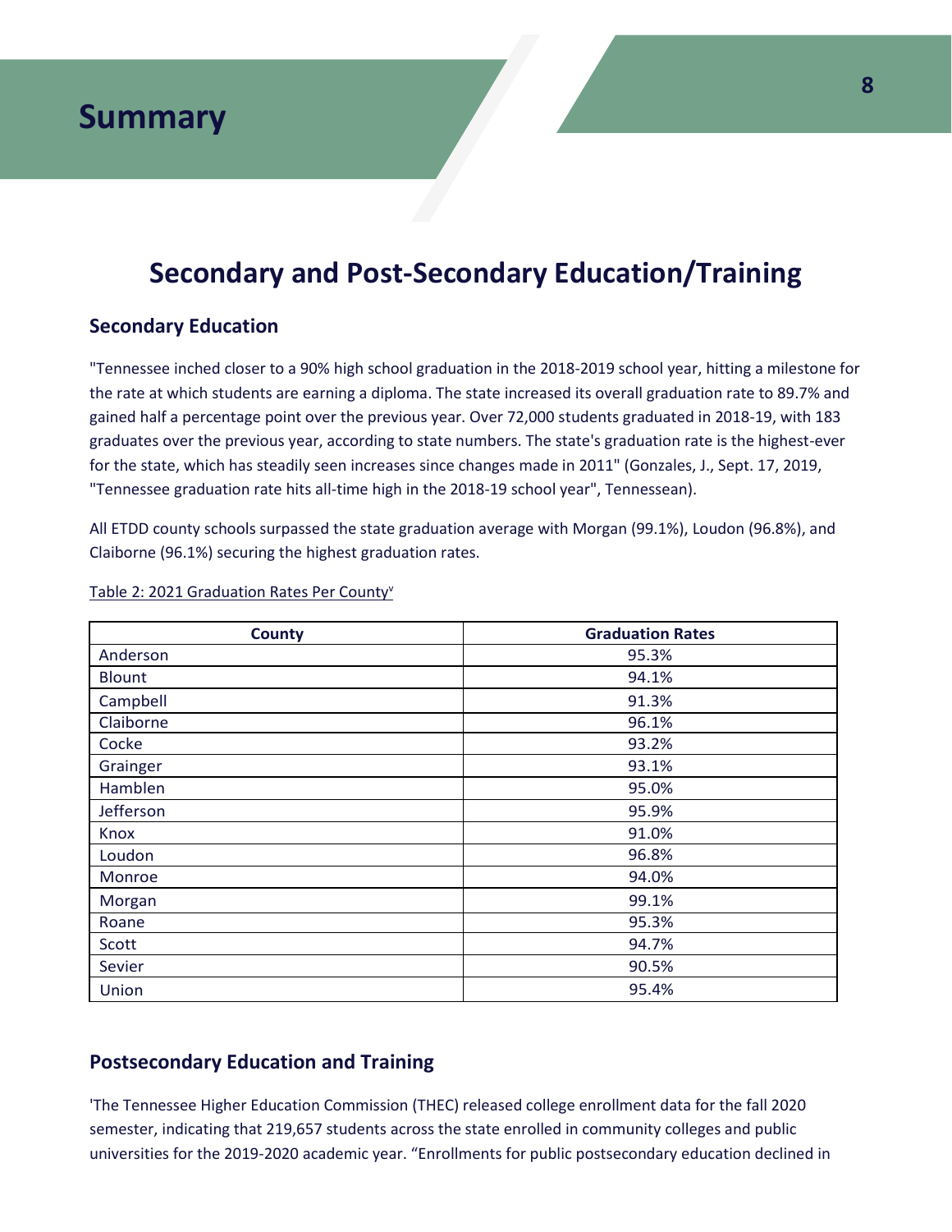# Summary

## Secondary and Post-Secondary Education/Training

### Secondary Education

"Tennessee inched closer to a 90% high school graduation in the 2018-2019 school year, hitting a milestone for the rate at which students are earning a diploma. The state increased its overall graduation rate to 89.7% and gained half a percentage point over the previous year. Over 72,000 students graduated in 2018-19, with 183 graduates over the previous year, according to state numbers. The state's graduation rate is the highest-ever for the state, which has steadily seen increases since changes made in 2011" (Gonzales, J., Sept. 17, 2019, "Tennessee graduation rate hits all-time high in the 2018-19 school year", Tennessean).

All ETDD county schools surpassed the state graduation average with Morgan (99.1%), Loudon (96.8%), and Claiborne (96.1%) securing the highest graduation rates.

Table 2: 2021 Graduation Rates Per County[v]

| County | Graduation Rates |
|---|---|
| Anderson | 95.3% |
| Blount | 94.1% |
| Campbell | 91.3% |
| Claiborne | 96.1% |
| Cocke | 93.2% |
| Grainger | 93.1% |
| Hamblen | 95.0% |
| Jefferson | 95.9% |
| Knox | 91.0% |
| Loudon | 96.8% |
| Monroe | 94.0% |
| Morgan | 99.1% |
| Roane | 95.3% |
| Scott | 94.7% |
| Sevier | 90.5% |
| Union | 95.4% |

### Postsecondary Education and Training

'The Tennessee Higher Education Commission (THEC) released college enrollment data for the fall 2020 semester, indicating that 219,657 students across the state enrolled in community colleges and public universities for the 2019-2020 academic year. "Enrollments for public postsecondary education declined in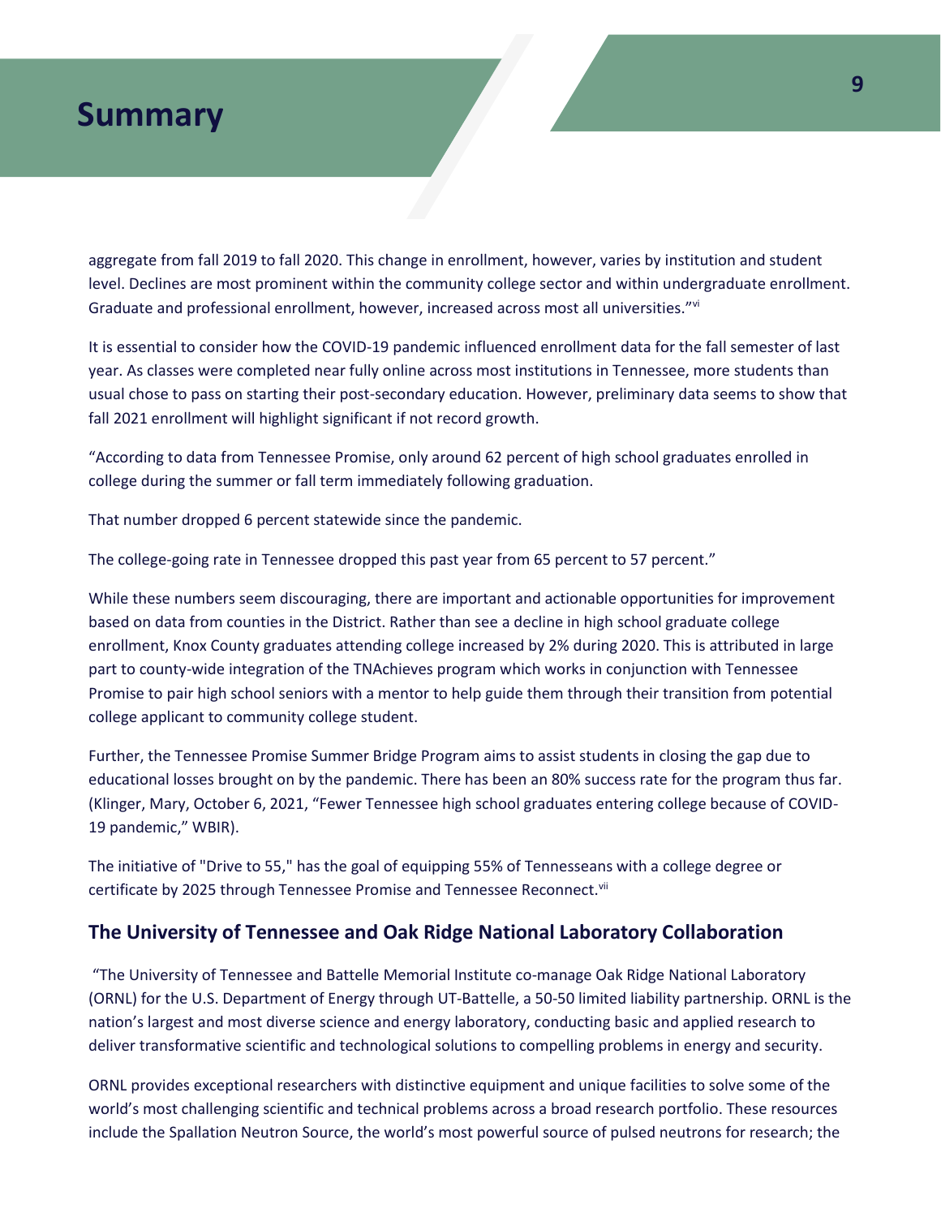aggregate from fall 2019 to fall 2020. This change in enrollment, however, varies by institution and student level. Declines are most prominent within the community college sector and within undergraduate enrollment. Graduate and professional enrollment, however, increased across most all universities."[vi]

It is essential to consider how the COVID-19 pandemic influenced enrollment data for the fall semester of last year. As classes were completed near fully online across most institutions in Tennessee, more students than usual chose to pass on starting their post-secondary education. However, preliminary data seems to show that fall 2021 enrollment will highlight significant if not record growth.

"According to data from Tennessee Promise, only around 62 percent of high school graduates enrolled in college during the summer or fall term immediately following graduation.

That number dropped 6 percent statewide since the pandemic.

The college-going rate in Tennessee dropped this past year from 65 percent to 57 percent."

While these numbers seem discouraging, there are important and actionable opportunities for improvement based on data from counties in the District. Rather than see a decline in high school graduate college enrollment, Knox County graduates attending college increased by 2% during 2020. This is attributed in large part to county-wide integration of the TNAchieves program which works in conjunction with Tennessee Promise to pair high school seniors with a mentor to help guide them through their transition from potential college applicant to community college student.

Further, the Tennessee Promise Summer Bridge Program aims to assist students in closing the gap due to educational losses brought on by the pandemic. There has been an 80% success rate for the program thus far. (Klinger, Mary, October 6, 2021, "Fewer Tennessee high school graduates entering college because of COVID-19 pandemic," WBIR).

The initiative of "Drive to 55," has the goal of equipping 55% of Tennesseans with a college degree or certificate by 2025 through Tennessee Promise and Tennessee Reconnect.[vii]

## The University of Tennessee and Oak Ridge National Laboratory Collaboration

"The University of Tennessee and Battelle Memorial Institute co-manage Oak Ridge National Laboratory (ORNL) for the U.S. Department of Energy through UT-Battelle, a 50-50 limited liability partnership. ORNL is the nation's largest and most diverse science and energy laboratory, conducting basic and applied research to deliver transformative scientific and technological solutions to compelling problems in energy and security.

ORNL provides exceptional researchers with distinctive equipment and unique facilities to solve some of the world's most challenging scientific and technical problems across a broad research portfolio. These resources include the Spallation Neutron Source, the world's most powerful source of pulsed neutrons for research; the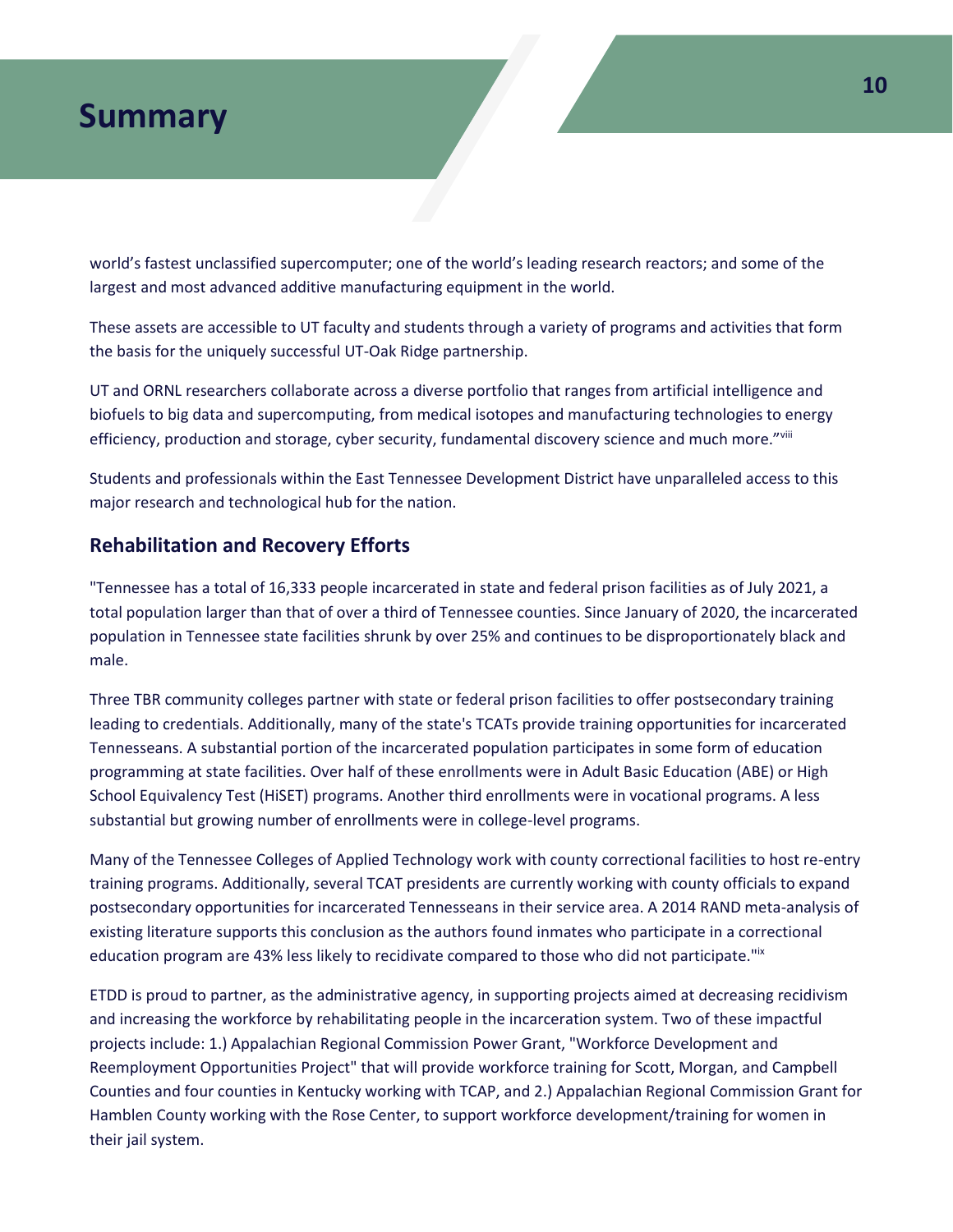# Summary

world's fastest unclassified supercomputer; one of the world's leading research reactors; and some of the largest and most advanced additive manufacturing equipment in the world.

These assets are accessible to UT faculty and students through a variety of programs and activities that form the basis for the uniquely successful UT-Oak Ridge partnership.

UT and ORNL researchers collaborate across a diverse portfolio that ranges from artificial intelligence and biofuels to big data and supercomputing, from medical isotopes and manufacturing technologies to energy efficiency, production and storage, cyber security, fundamental discovery science and much more."[viii]

Students and professionals within the East Tennessee Development District have unparalleled access to this major research and technological hub for the nation.

## Rehabilitation and Recovery Efforts

"Tennessee has a total of 16,333 people incarcerated in state and federal prison facilities as of July 2021, a total population larger than that of over a third of Tennessee counties. Since January of 2020, the incarcerated population in Tennessee state facilities shrunk by over 25% and continues to be disproportionately black and male.

Three TBR community colleges partner with state or federal prison facilities to offer postsecondary training leading to credentials. Additionally, many of the state's TCATs provide training opportunities for incarcerated Tennesseans. A substantial portion of the incarcerated population participates in some form of education programming at state facilities. Over half of these enrollments were in Adult Basic Education (ABE) or High School Equivalency Test (HiSET) programs. Another third enrollments were in vocational programs. A less substantial but growing number of enrollments were in college-level programs.

Many of the Tennessee Colleges of Applied Technology work with county correctional facilities to host re-entry training programs. Additionally, several TCAT presidents are currently working with county officials to expand postsecondary opportunities for incarcerated Tennesseans in their service area. A 2014 RAND meta-analysis of existing literature supports this conclusion as the authors found inmates who participate in a correctional education program are 43% less likely to recidivate compared to those who did not participate."[ix]

ETDD is proud to partner, as the administrative agency, in supporting projects aimed at decreasing recidivism and increasing the workforce by rehabilitating people in the incarceration system. Two of these impactful projects include: 1.) Appalachian Regional Commission Power Grant, "Workforce Development and Reemployment Opportunities Project" that will provide workforce training for Scott, Morgan, and Campbell Counties and four counties in Kentucky working with TCAP, and 2.) Appalachian Regional Commission Grant for Hamblen County working with the Rose Center, to support workforce development/training for women in their jail system.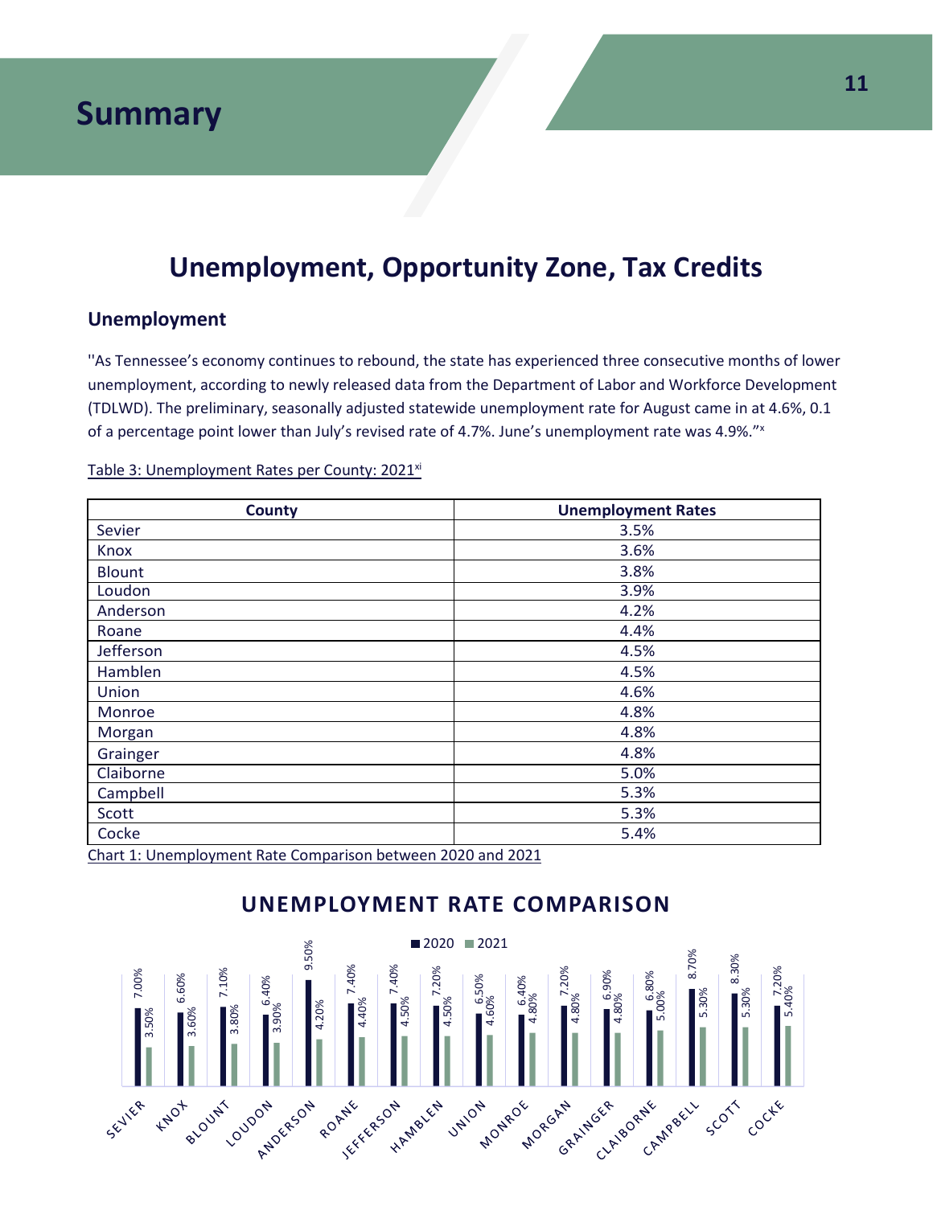# Summary

## Unemployment, Opportunity Zone, Tax Credits

### Unemployment

''As Tennessee's economy continues to rebound, the state has experienced three consecutive months of lower unemployment, according to newly released data from the Department of Labor and Workforce Development (TDLWD). The preliminary, seasonally adjusted statewide unemployment rate for August came in at 4.6%, 0.1 of a percentage point lower than July's revised rate of 4.7%. June's unemployment rate was 4.9%."[x]

Table 3: Unemployment Rates per County: 2021[xi]

| County | Unemployment Rates |
|---|---|
| Sevier | 3.5% |
| Knox | 3.6% |
| Blount | 3.8% |
| Loudon | 3.9% |
| Anderson | 4.2% |
| Roane | 4.4% |
| Jefferson | 4.5% |
| Hamblen | 4.5% |
| Union | 4.6% |
| Monroe | 4.8% |
| Morgan | 4.8% |
| Grainger | 4.8% |
| Claiborne | 5.0% |
| Campbell | 5.3% |
| Scott | 5.3% |
| Cocke | 5.4% |

Chart 1: Unemployment Rate Comparison between 2020 and 2021

**UNEMPLOYMENT RATE COMPARISON**

| County | 2020 | 2021 |
|---|---|---|
| SEVIER | 7.00% | 3.50% |
| KNOX | 6.60% | 3.60% |
| BLOUNT | 7.10% | 3.80% |
| LOUDON | 6.40% | 3.90% |
| ANDERSON | 9.50% | 4.20% |
| ROANE | 7.40% | 4.40% |
| JEFFERSON | 7.40% | 4.50% |
| HAMBLEN | 7.20% | 4.50% |
| UNION | 6.50% | 4.60% |
| MONROE | 6.40% | 4.80% |
| MORGAN | 7.20% | 4.80% |
| GRAINGER | 6.90% | 4.80% |
| CLAIBORNE | 6.80% | 5.00% |
| CAMPBELL | 8.70% | 5.30% |
| SCOTT | 8.30% | 5.30% |
| COCKE | 7.20% | 5.40% |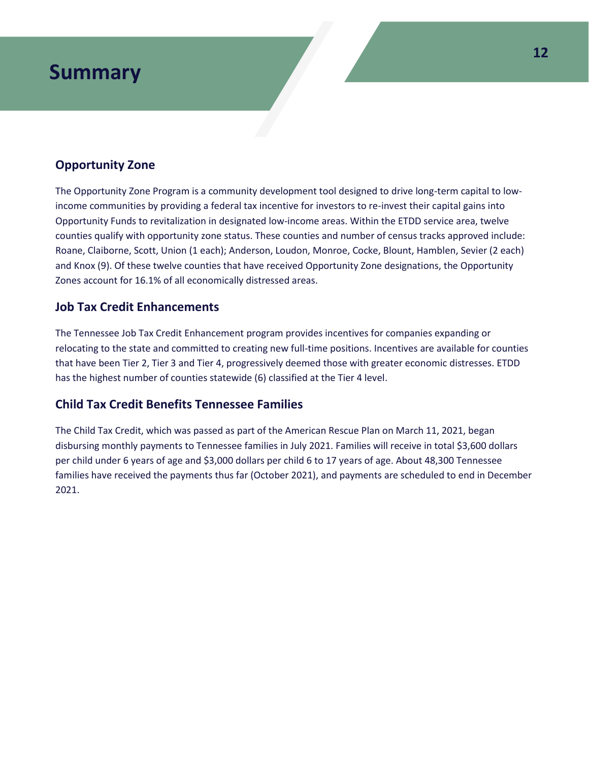# Summary

## Opportunity Zone

The Opportunity Zone Program is a community development tool designed to drive long-term capital to low-income communities by providing a federal tax incentive for investors to re-invest their capital gains into Opportunity Funds to revitalization in designated low-income areas. Within the ETDD service area, twelve counties qualify with opportunity zone status. These counties and number of census tracks approved include: Roane, Claiborne, Scott, Union (1 each); Anderson, Loudon, Monroe, Cocke, Blount, Hamblen, Sevier (2 each) and Knox (9). Of these twelve counties that have received Opportunity Zone designations, the Opportunity Zones account for 16.1% of all economically distressed areas.

## Job Tax Credit Enhancements

The Tennessee Job Tax Credit Enhancement program provides incentives for companies expanding or relocating to the state and committed to creating new full-time positions. Incentives are available for counties that have been Tier 2, Tier 3 and Tier 4, progressively deemed those with greater economic distresses. ETDD has the highest number of counties statewide (6) classified at the Tier 4 level.

## Child Tax Credit Benefits Tennessee Families

The Child Tax Credit, which was passed as part of the American Rescue Plan on March 11, 2021, began disbursing monthly payments to Tennessee families in July 2021. Families will receive in total $3,600 dollars per child under 6 years of age and $3,000 dollars per child 6 to 17 years of age. About 48,300 Tennessee families have received the payments thus far (October 2021), and payments are scheduled to end in December 2021.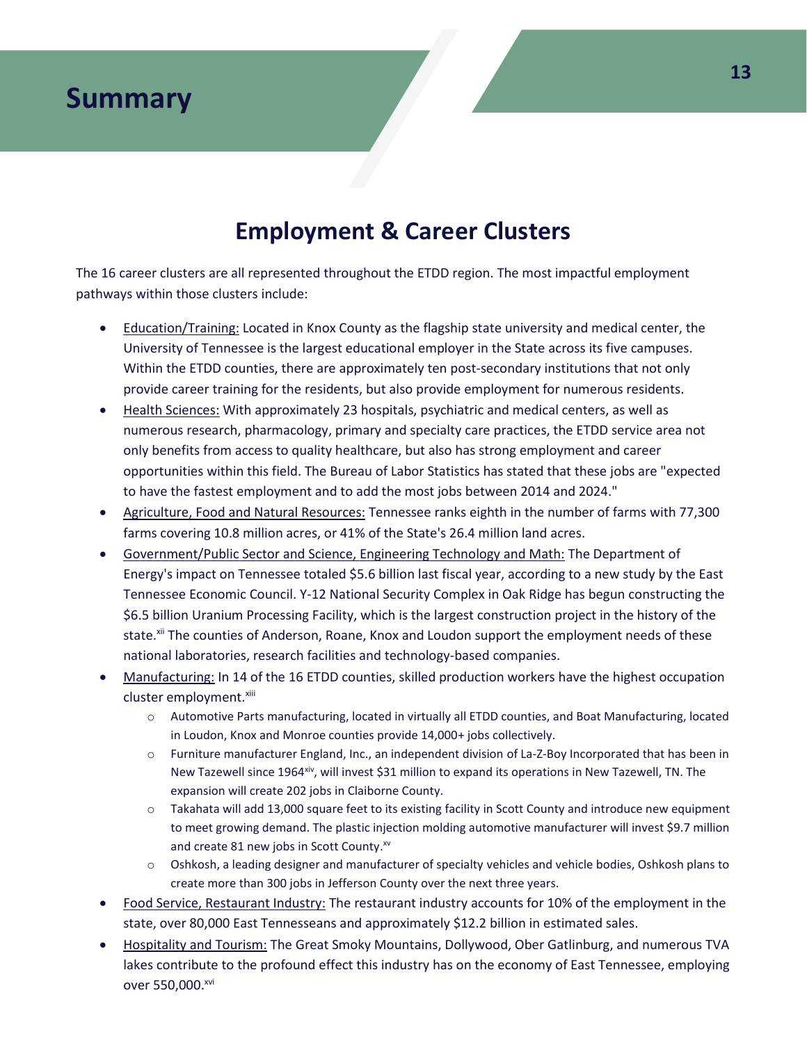# Summary

## Employment & Career Clusters

The 16 career clusters are all represented throughout the ETDD region. The most impactful employment pathways within those clusters include:

- Education/Training: Located in Knox County as the flagship state university and medical center, the University of Tennessee is the largest educational employer in the State across its five campuses. Within the ETDD counties, there are approximately ten post-secondary institutions that not only provide career training for the residents, but also provide employment for numerous residents.
- Health Sciences: With approximately 23 hospitals, psychiatric and medical centers, as well as numerous research, pharmacology, primary and specialty care practices, the ETDD service area not only benefits from access to quality healthcare, but also has strong employment and career opportunities within this field. The Bureau of Labor Statistics has stated that these jobs are "expected to have the fastest employment and to add the most jobs between 2014 and 2024."
- Agriculture, Food and Natural Resources: Tennessee ranks eighth in the number of farms with 77,300 farms covering 10.8 million acres, or 41% of the State's 26.4 million land acres.
- Government/Public Sector and Science, Engineering Technology and Math: The Department of Energy's impact on Tennessee totaled $5.6 billion last fiscal year, according to a new study by the East Tennessee Economic Council. Y-12 National Security Complex in Oak Ridge has begun constructing the $6.5 billion Uranium Processing Facility, which is the largest construction project in the history of the state.[xii] The counties of Anderson, Roane, Knox and Loudon support the employment needs of these national laboratories, research facilities and technology-based companies.
- Manufacturing: In 14 of the 16 ETDD counties, skilled production workers have the highest occupation cluster employment.[xiii]
  - Automotive Parts manufacturing, located in virtually all ETDD counties, and Boat Manufacturing, located in Loudon, Knox and Monroe counties provide 14,000+ jobs collectively.
  - Furniture manufacturer England, Inc., an independent division of La-Z-Boy Incorporated that has been in New Tazewell since 1964[xiv], will invest $31 million to expand its operations in New Tazewell, TN. The expansion will create 202 jobs in Claiborne County.
  - Takahata will add 13,000 square feet to its existing facility in Scott County and introduce new equipment to meet growing demand. The plastic injection molding automotive manufacturer will invest $9.7 million and create 81 new jobs in Scott County.[xv]
  - Oshkosh, a leading designer and manufacturer of specialty vehicles and vehicle bodies, Oshkosh plans to create more than 300 jobs in Jefferson County over the next three years.
- Food Service, Restaurant Industry: The restaurant industry accounts for 10% of the employment in the state, over 80,000 East Tennesseans and approximately $12.2 billion in estimated sales.
- Hospitality and Tourism: The Great Smoky Mountains, Dollywood, Ober Gatlinburg, and numerous TVA lakes contribute to the profound effect this industry has on the economy of East Tennessee, employing over 550,000.[xvi]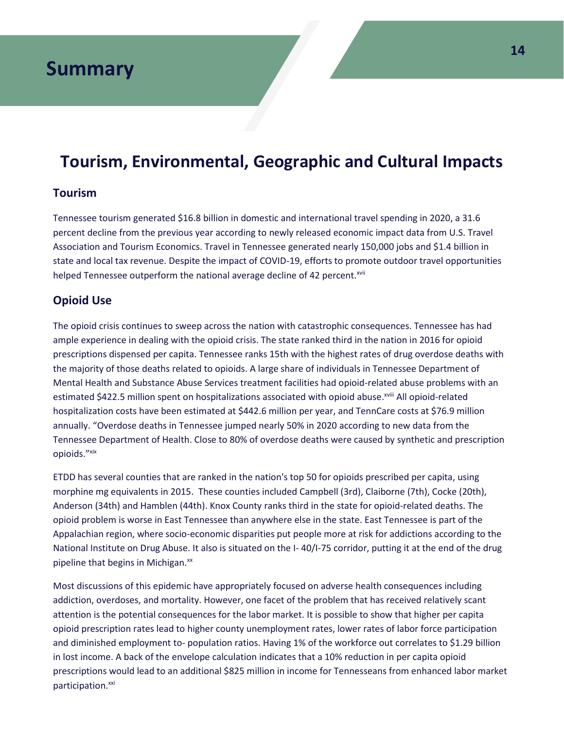# Summary

## Tourism, Environmental, Geographic and Cultural Impacts

### Tourism

Tennessee tourism generated $16.8 billion in domestic and international travel spending in 2020, a 31.6 percent decline from the previous year according to newly released economic impact data from U.S. Travel Association and Tourism Economics. Travel in Tennessee generated nearly 150,000 jobs and $1.4 billion in state and local tax revenue. Despite the impact of COVID-19, efforts to promote outdoor travel opportunities helped Tennessee outperform the national average decline of 42 percent.[xvii]

### Opioid Use

The opioid crisis continues to sweep across the nation with catastrophic consequences. Tennessee has had ample experience in dealing with the opioid crisis. The state ranked third in the nation in 2016 for opioid prescriptions dispensed per capita. Tennessee ranks 15th with the highest rates of drug overdose deaths with the majority of those deaths related to opioids. A large share of individuals in Tennessee Department of Mental Health and Substance Abuse Services treatment facilities had opioid-related abuse problems with an estimated $422.5 million spent on hospitalizations associated with opioid abuse.[xviii] All opioid-related hospitalization costs have been estimated at $442.6 million per year, and TennCare costs at $76.9 million annually. "Overdose deaths in Tennessee jumped nearly 50% in 2020 according to new data from the Tennessee Department of Health. Close to 80% of overdose deaths were caused by synthetic and prescription opioids."[xix]

ETDD has several counties that are ranked in the nation's top 50 for opioids prescribed per capita, using morphine mg equivalents in 2015. These counties included Campbell (3rd), Claiborne (7th), Cocke (20th), Anderson (34th) and Hamblen (44th). Knox County ranks third in the state for opioid-related deaths. The opioid problem is worse in East Tennessee than anywhere else in the state. East Tennessee is part of the Appalachian region, where socio-economic disparities put people more at risk for addictions according to the National Institute on Drug Abuse. It also is situated on the I- 40/I-75 corridor, putting it at the end of the drug pipeline that begins in Michigan.[xx]

Most discussions of this epidemic have appropriately focused on adverse health consequences including addiction, overdoses, and mortality. However, one facet of the problem that has received relatively scant attention is the potential consequences for the labor market. It is possible to show that higher per capita opioid prescription rates lead to higher county unemployment rates, lower rates of labor force participation and diminished employment to- population ratios. Having 1% of the workforce out correlates to $1.29 billion in lost income. A back of the envelope calculation indicates that a 10% reduction in per capita opioid prescriptions would lead to an additional $825 million in income for Tennesseans from enhanced labor market participation.[xxi]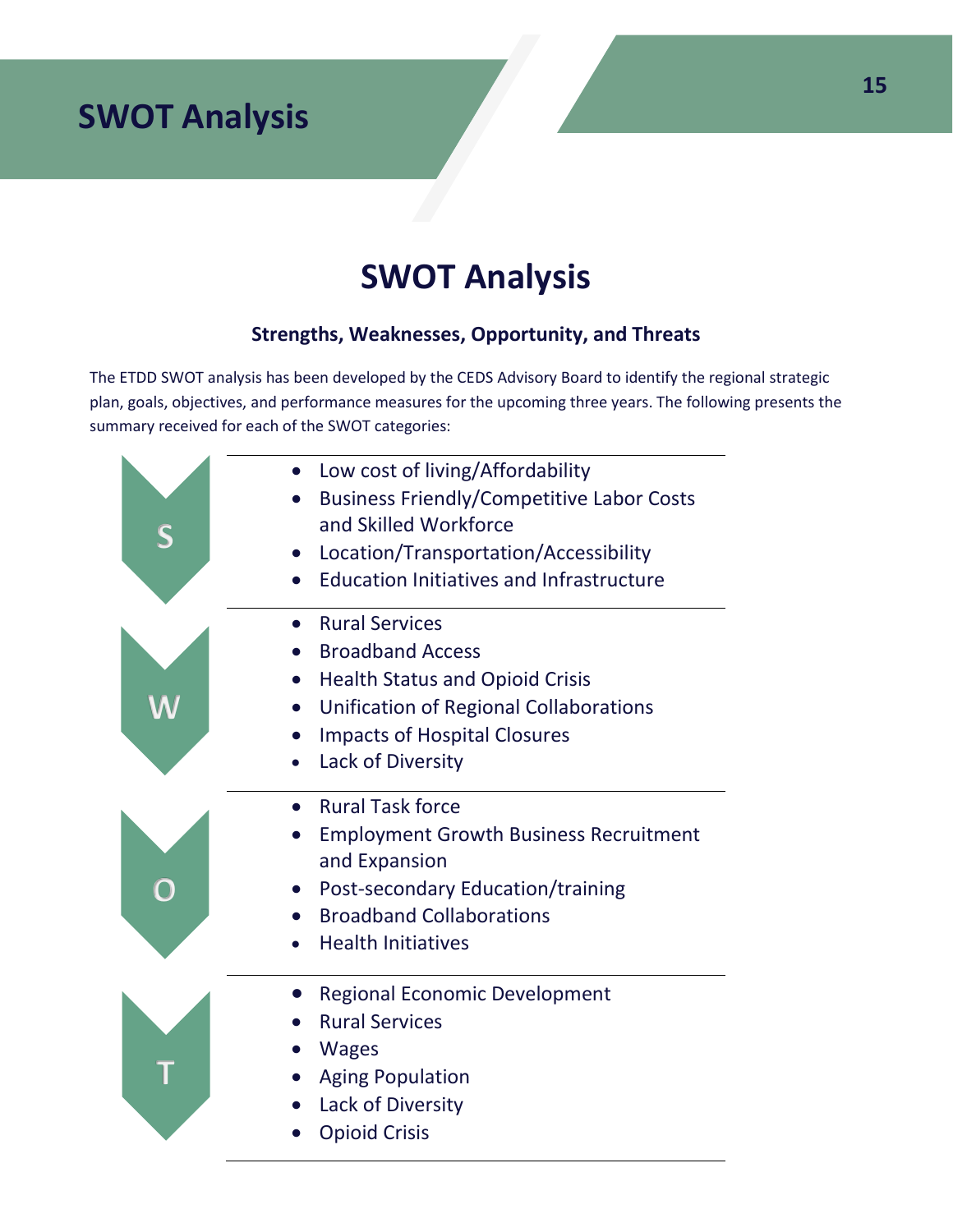# SWOT Analysis

## SWOT Analysis

### Strengths, Weaknesses, Opportunity, and Threats

The ETDD SWOT analysis has been developed by the CEDS Advisory Board to identify the regional strategic plan, goals, objectives, and performance measures for the upcoming three years. The following presents the summary received for each of the SWOT categories:

**S**

- Low cost of living/Affordability
- Business Friendly/Competitive Labor Costs and Skilled Workforce
- Location/Transportation/Accessibility
- Education Initiatives and Infrastructure

**W**

- Rural Services
- Broadband Access
- Health Status and Opioid Crisis
- Unification of Regional Collaborations
- Impacts of Hospital Closures
- Lack of Diversity

**O**

- Rural Task force
- Employment Growth Business Recruitment and Expansion
- Post-secondary Education/training
- Broadband Collaborations
- Health Initiatives

**T**

- Regional Economic Development
- Rural Services
- Wages
- Aging Population
- Lack of Diversity
- Opioid Crisis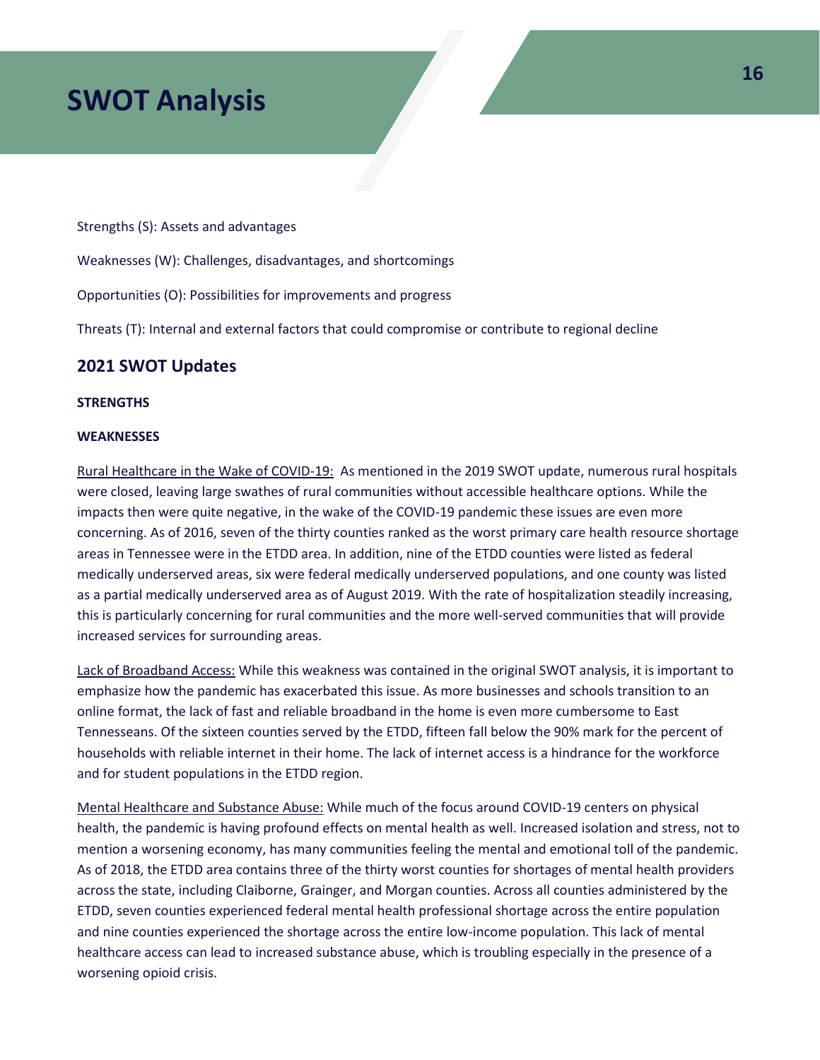# SWOT Analysis

Strengths (S): Assets and advantages

Weaknesses (W): Challenges, disadvantages, and shortcomings

Opportunities (O): Possibilities for improvements and progress

Threats (T): Internal and external factors that could compromise or contribute to regional decline

## 2021 SWOT Updates

**STRENGTHS**

**WEAKNESSES**

Rural Healthcare in the Wake of COVID-19: As mentioned in the 2019 SWOT update, numerous rural hospitals were closed, leaving large swathes of rural communities without accessible healthcare options. While the impacts then were quite negative, in the wake of the COVID-19 pandemic these issues are even more concerning. As of 2016, seven of the thirty counties ranked as the worst primary care health resource shortage areas in Tennessee were in the ETDD area. In addition, nine of the ETDD counties were listed as federal medically underserved areas, six were federal medically underserved populations, and one county was listed as a partial medically underserved area as of August 2019. With the rate of hospitalization steadily increasing, this is particularly concerning for rural communities and the more well-served communities that will provide increased services for surrounding areas.

Lack of Broadband Access: While this weakness was contained in the original SWOT analysis, it is important to emphasize how the pandemic has exacerbated this issue. As more businesses and schools transition to an online format, the lack of fast and reliable broadband in the home is even more cumbersome to East Tennesseans. Of the sixteen counties served by the ETDD, fifteen fall below the 90% mark for the percent of households with reliable internet in their home. The lack of internet access is a hindrance for the workforce and for student populations in the ETDD region.

Mental Healthcare and Substance Abuse: While much of the focus around COVID-19 centers on physical health, the pandemic is having profound effects on mental health as well. Increased isolation and stress, not to mention a worsening economy, has many communities feeling the mental and emotional toll of the pandemic. As of 2018, the ETDD area contains three of the thirty worst counties for shortages of mental health providers across the state, including Claiborne, Grainger, and Morgan counties. Across all counties administered by the ETDD, seven counties experienced federal mental health professional shortage across the entire population and nine counties experienced the shortage across the entire low-income population. This lack of mental healthcare access can lead to increased substance abuse, which is troubling especially in the presence of a worsening opioid crisis.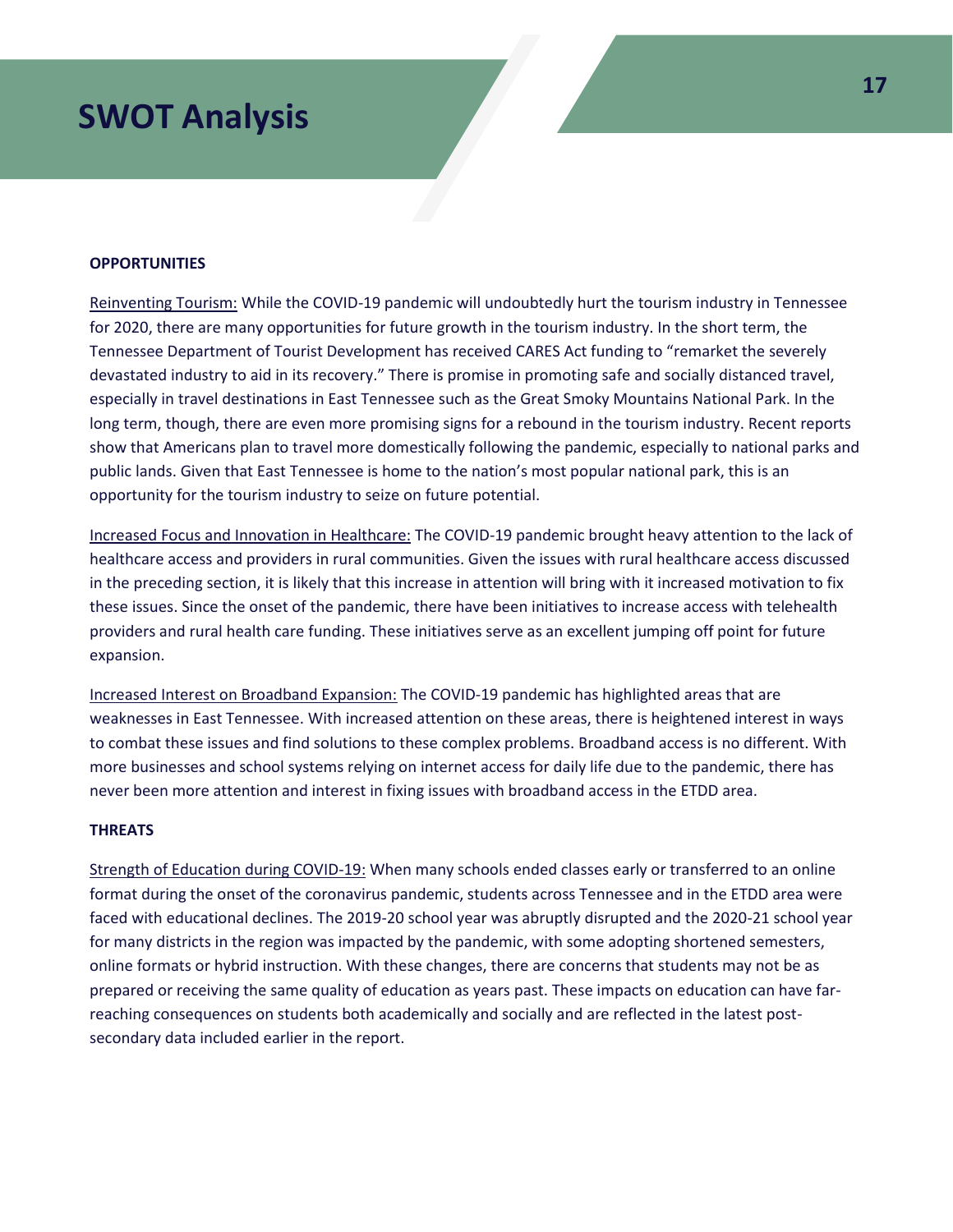# SWOT Analysis

**OPPORTUNITIES**

Reinventing Tourism: While the COVID-19 pandemic will undoubtedly hurt the tourism industry in Tennessee for 2020, there are many opportunities for future growth in the tourism industry. In the short term, the Tennessee Department of Tourist Development has received CARES Act funding to "remarket the severely devastated industry to aid in its recovery." There is promise in promoting safe and socially distanced travel, especially in travel destinations in East Tennessee such as the Great Smoky Mountains National Park. In the long term, though, there are even more promising signs for a rebound in the tourism industry. Recent reports show that Americans plan to travel more domestically following the pandemic, especially to national parks and public lands. Given that East Tennessee is home to the nation's most popular national park, this is an opportunity for the tourism industry to seize on future potential.

Increased Focus and Innovation in Healthcare: The COVID-19 pandemic brought heavy attention to the lack of healthcare access and providers in rural communities. Given the issues with rural healthcare access discussed in the preceding section, it is likely that this increase in attention will bring with it increased motivation to fix these issues. Since the onset of the pandemic, there have been initiatives to increase access with telehealth providers and rural health care funding. These initiatives serve as an excellent jumping off point for future expansion.

Increased Interest on Broadband Expansion: The COVID-19 pandemic has highlighted areas that are weaknesses in East Tennessee. With increased attention on these areas, there is heightened interest in ways to combat these issues and find solutions to these complex problems. Broadband access is no different. With more businesses and school systems relying on internet access for daily life due to the pandemic, there has never been more attention and interest in fixing issues with broadband access in the ETDD area.

**THREATS**

Strength of Education during COVID-19: When many schools ended classes early or transferred to an online format during the onset of the coronavirus pandemic, students across Tennessee and in the ETDD area were faced with educational declines. The 2019-20 school year was abruptly disrupted and the 2020-21 school year for many districts in the region was impacted by the pandemic, with some adopting shortened semesters, online formats or hybrid instruction. With these changes, there are concerns that students may not be as prepared or receiving the same quality of education as years past. These impacts on education can have far-reaching consequences on students both academically and socially and are reflected in the latest post-secondary data included earlier in the report.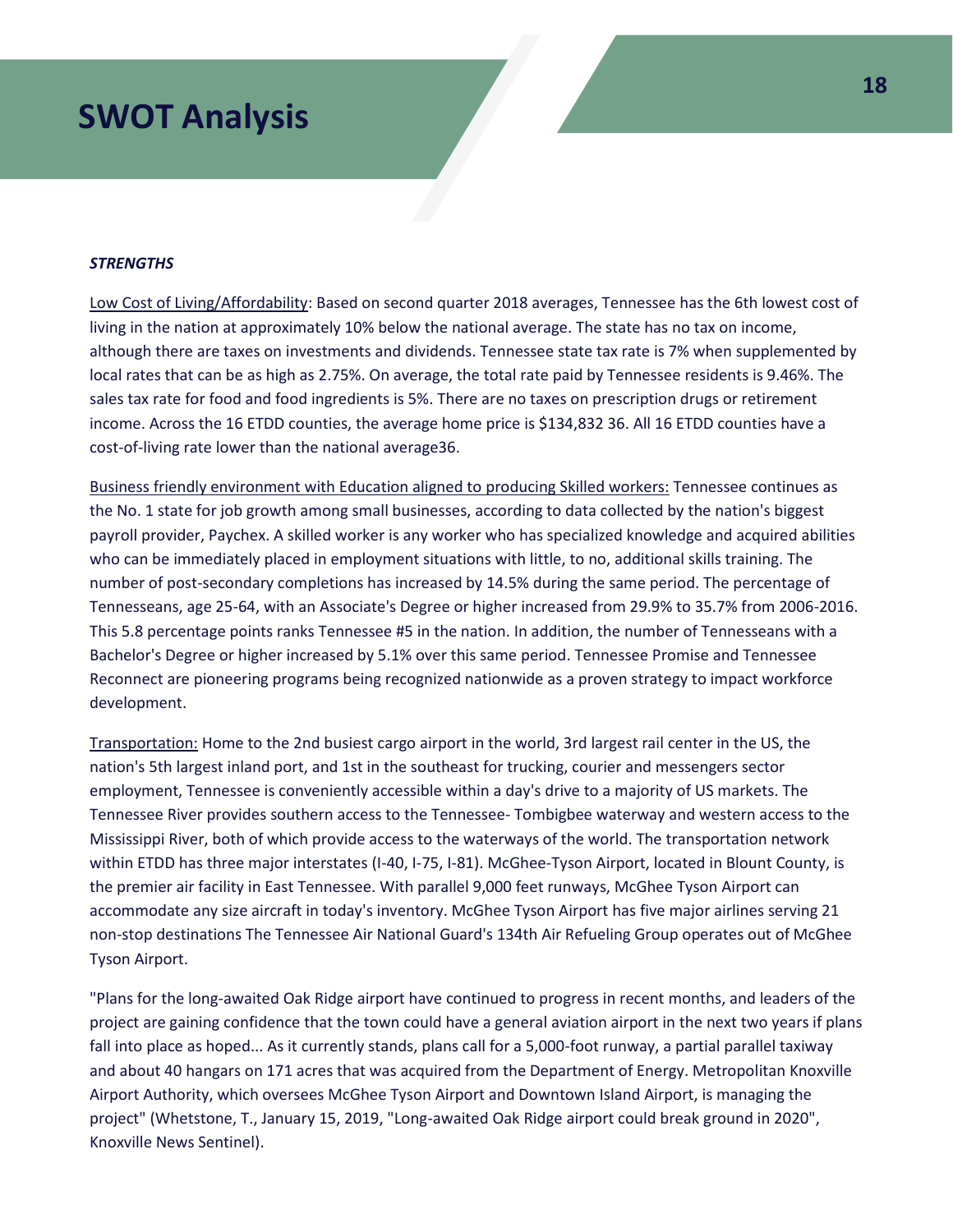# SWOT Analysis

***STRENGTHS***

Low Cost of Living/Affordability: Based on second quarter 2018 averages, Tennessee has the 6th lowest cost of living in the nation at approximately 10% below the national average. The state has no tax on income, although there are taxes on investments and dividends. Tennessee state tax rate is 7% when supplemented by local rates that can be as high as 2.75%. On average, the total rate paid by Tennessee residents is 9.46%. The sales tax rate for food and food ingredients is 5%. There are no taxes on prescription drugs or retirement income. Across the 16 ETDD counties, the average home price is $134,832 36. All 16 ETDD counties have a cost-of-living rate lower than the national average36.

Business friendly environment with Education aligned to producing Skilled workers: Tennessee continues as the No. 1 state for job growth among small businesses, according to data collected by the nation's biggest payroll provider, Paychex. A skilled worker is any worker who has specialized knowledge and acquired abilities who can be immediately placed in employment situations with little, to no, additional skills training. The number of post-secondary completions has increased by 14.5% during the same period. The percentage of Tennesseans, age 25-64, with an Associate's Degree or higher increased from 29.9% to 35.7% from 2006-2016. This 5.8 percentage points ranks Tennessee #5 in the nation. In addition, the number of Tennesseans with a Bachelor's Degree or higher increased by 5.1% over this same period. Tennessee Promise and Tennessee Reconnect are pioneering programs being recognized nationwide as a proven strategy to impact workforce development.

Transportation: Home to the 2nd busiest cargo airport in the world, 3rd largest rail center in the US, the nation's 5th largest inland port, and 1st in the southeast for trucking, courier and messengers sector employment, Tennessee is conveniently accessible within a day's drive to a majority of US markets. The Tennessee River provides southern access to the Tennessee- Tombigbee waterway and western access to the Mississippi River, both of which provide access to the waterways of the world. The transportation network within ETDD has three major interstates (I-40, I-75, I-81). McGhee-Tyson Airport, located in Blount County, is the premier air facility in East Tennessee. With parallel 9,000 feet runways, McGhee Tyson Airport can accommodate any size aircraft in today's inventory. McGhee Tyson Airport has five major airlines serving 21 non-stop destinations The Tennessee Air National Guard's 134th Air Refueling Group operates out of McGhee Tyson Airport.

"Plans for the long-awaited Oak Ridge airport have continued to progress in recent months, and leaders of the project are gaining confidence that the town could have a general aviation airport in the next two years if plans fall into place as hoped... As it currently stands, plans call for a 5,000-foot runway, a partial parallel taxiway and about 40 hangars on 171 acres that was acquired from the Department of Energy. Metropolitan Knoxville Airport Authority, which oversees McGhee Tyson Airport and Downtown Island Airport, is managing the project" (Whetstone, T., January 15, 2019, "Long-awaited Oak Ridge airport could break ground in 2020", Knoxville News Sentinel).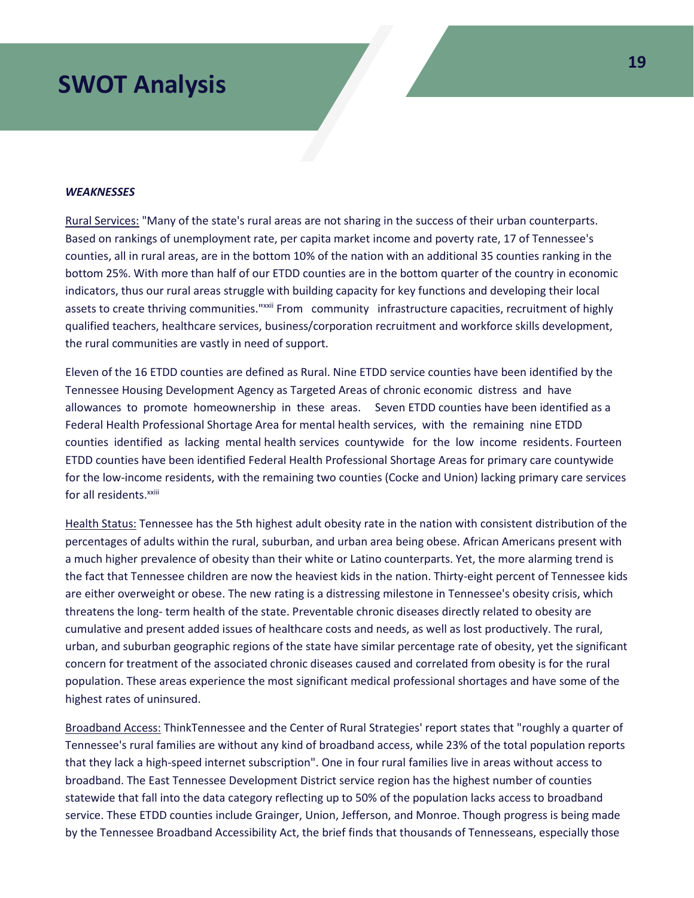# SWOT Analysis

***WEAKNESSES***

Rural Services: "Many of the state's rural areas are not sharing in the success of their urban counterparts. Based on rankings of unemployment rate, per capita market income and poverty rate, 17 of Tennessee's counties, all in rural areas, are in the bottom 10% of the nation with an additional 35 counties ranking in the bottom 25%. With more than half of our ETDD counties are in the bottom quarter of the country in economic indicators, thus our rural areas struggle with building capacity for key functions and developing their local assets to create thriving communities."[xxii] From community infrastructure capacities, recruitment of highly qualified teachers, healthcare services, business/corporation recruitment and workforce skills development, the rural communities are vastly in need of support.

Eleven of the 16 ETDD counties are defined as Rural. Nine ETDD service counties have been identified by the Tennessee Housing Development Agency as Targeted Areas of chronic economic distress and have allowances to promote homeownership in these areas. Seven ETDD counties have been identified as a Federal Health Professional Shortage Area for mental health services, with the remaining nine ETDD counties identified as lacking mental health services countywide for the low income residents. Fourteen ETDD counties have been identified Federal Health Professional Shortage Areas for primary care countywide for the low-income residents, with the remaining two counties (Cocke and Union) lacking primary care services for all residents.[xxiii]

Health Status: Tennessee has the 5th highest adult obesity rate in the nation with consistent distribution of the percentages of adults within the rural, suburban, and urban area being obese. African Americans present with a much higher prevalence of obesity than their white or Latino counterparts. Yet, the more alarming trend is the fact that Tennessee children are now the heaviest kids in the nation. Thirty-eight percent of Tennessee kids are either overweight or obese. The new rating is a distressing milestone in Tennessee's obesity crisis, which threatens the long- term health of the state. Preventable chronic diseases directly related to obesity are cumulative and present added issues of healthcare costs and needs, as well as lost productively. The rural, urban, and suburban geographic regions of the state have similar percentage rate of obesity, yet the significant concern for treatment of the associated chronic diseases caused and correlated from obesity is for the rural population. These areas experience the most significant medical professional shortages and have some of the highest rates of uninsured.

Broadband Access: ThinkTennessee and the Center of Rural Strategies' report states that "roughly a quarter of Tennessee's rural families are without any kind of broadband access, while 23% of the total population reports that they lack a high-speed internet subscription". One in four rural families live in areas without access to broadband. The East Tennessee Development District service region has the highest number of counties statewide that fall into the data category reflecting up to 50% of the population lacks access to broadband service. These ETDD counties include Grainger, Union, Jefferson, and Monroe. Though progress is being made by the Tennessee Broadband Accessibility Act, the brief finds that thousands of Tennesseans, especially those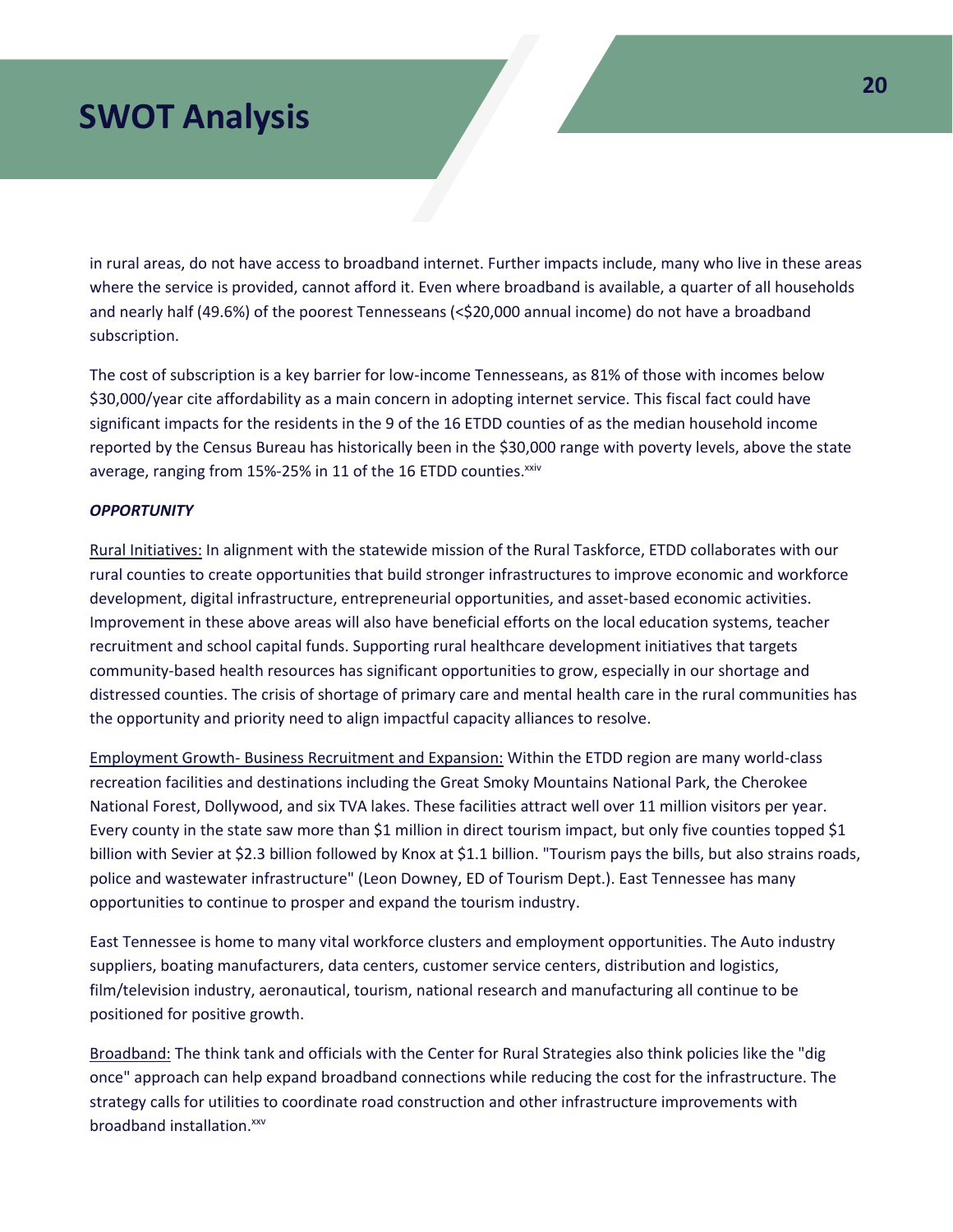in rural areas, do not have access to broadband internet. Further impacts include, many who live in these areas where the service is provided, cannot afford it. Even where broadband is available, a quarter of all households and nearly half (49.6%) of the poorest Tennesseans (<$20,000 annual income) do not have a broadband subscription.

The cost of subscription is a key barrier for low-income Tennesseans, as 81% of those with incomes below $30,000/year cite affordability as a main concern in adopting internet service. This fiscal fact could have significant impacts for the residents in the 9 of the 16 ETDD counties of as the median household income reported by the Census Bureau has historically been in the $30,000 range with poverty levels, above the state average, ranging from 15%-25% in 11 of the 16 ETDD counties.[xxiv]

***OPPORTUNITY***

Rural Initiatives: In alignment with the statewide mission of the Rural Taskforce, ETDD collaborates with our rural counties to create opportunities that build stronger infrastructures to improve economic and workforce development, digital infrastructure, entrepreneurial opportunities, and asset-based economic activities. Improvement in these above areas will also have beneficial efforts on the local education systems, teacher recruitment and school capital funds. Supporting rural healthcare development initiatives that targets community-based health resources has significant opportunities to grow, especially in our shortage and distressed counties. The crisis of shortage of primary care and mental health care in the rural communities has the opportunity and priority need to align impactful capacity alliances to resolve.

Employment Growth- Business Recruitment and Expansion: Within the ETDD region are many world-class recreation facilities and destinations including the Great Smoky Mountains National Park, the Cherokee National Forest, Dollywood, and six TVA lakes. These facilities attract well over 11 million visitors per year. Every county in the state saw more than $1 million in direct tourism impact, but only five counties topped $1 billion with Sevier at $2.3 billion followed by Knox at $1.1 billion. "Tourism pays the bills, but also strains roads, police and wastewater infrastructure" (Leon Downey, ED of Tourism Dept.). East Tennessee has many opportunities to continue to prosper and expand the tourism industry.

East Tennessee is home to many vital workforce clusters and employment opportunities. The Auto industry suppliers, boating manufacturers, data centers, customer service centers, distribution and logistics, film/television industry, aeronautical, tourism, national research and manufacturing all continue to be positioned for positive growth.

Broadband: The think tank and officials with the Center for Rural Strategies also think policies like the "dig once" approach can help expand broadband connections while reducing the cost for the infrastructure. The strategy calls for utilities to coordinate road construction and other infrastructure improvements with broadband installation.[xxv]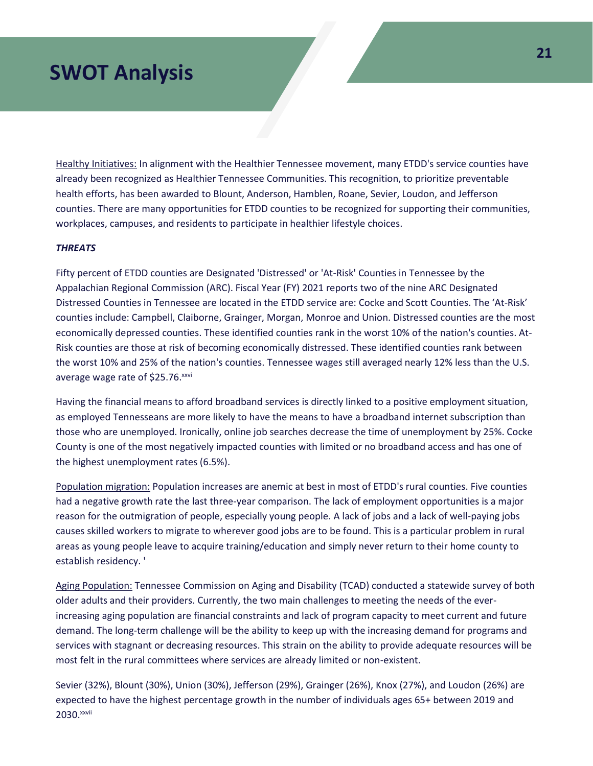# SWOT Analysis

Healthy Initiatives: In alignment with the Healthier Tennessee movement, many ETDD's service counties have already been recognized as Healthier Tennessee Communities. This recognition, to prioritize preventable health efforts, has been awarded to Blount, Anderson, Hamblen, Roane, Sevier, Loudon, and Jefferson counties. There are many opportunities for ETDD counties to be recognized for supporting their communities, workplaces, campuses, and residents to participate in healthier lifestyle choices.

***THREATS***

Fifty percent of ETDD counties are Designated 'Distressed' or 'At-Risk' Counties in Tennessee by the Appalachian Regional Commission (ARC). Fiscal Year (FY) 2021 reports two of the nine ARC Designated Distressed Counties in Tennessee are located in the ETDD service are: Cocke and Scott Counties. The 'At-Risk' counties include: Campbell, Claiborne, Grainger, Morgan, Monroe and Union. Distressed counties are the most economically depressed counties. These identified counties rank in the worst 10% of the nation's counties. At-Risk counties are those at risk of becoming economically distressed. These identified counties rank between the worst 10% and 25% of the nation's counties. Tennessee wages still averaged nearly 12% less than the U.S. average wage rate of $25.76.[xxvi]

Having the financial means to afford broadband services is directly linked to a positive employment situation, as employed Tennesseans are more likely to have the means to have a broadband internet subscription than those who are unemployed. Ironically, online job searches decrease the time of unemployment by 25%. Cocke County is one of the most negatively impacted counties with limited or no broadband access and has one of the highest unemployment rates (6.5%).

Population migration: Population increases are anemic at best in most of ETDD's rural counties. Five counties had a negative growth rate the last three-year comparison. The lack of employment opportunities is a major reason for the outmigration of people, especially young people. A lack of jobs and a lack of well-paying jobs causes skilled workers to migrate to wherever good jobs are to be found. This is a particular problem in rural areas as young people leave to acquire training/education and simply never return to their home county to establish residency. '

Aging Population: Tennessee Commission on Aging and Disability (TCAD) conducted a statewide survey of both older adults and their providers. Currently, the two main challenges to meeting the needs of the ever-increasing aging population are financial constraints and lack of program capacity to meet current and future demand. The long-term challenge will be the ability to keep up with the increasing demand for programs and services with stagnant or decreasing resources. This strain on the ability to provide adequate resources will be most felt in the rural committees where services are already limited or non-existent.

Sevier (32%), Blount (30%), Union (30%), Jefferson (29%), Grainger (26%), Knox (27%), and Loudon (26%) are expected to have the highest percentage growth in the number of individuals ages 65+ between 2019 and 2030.[xxvii]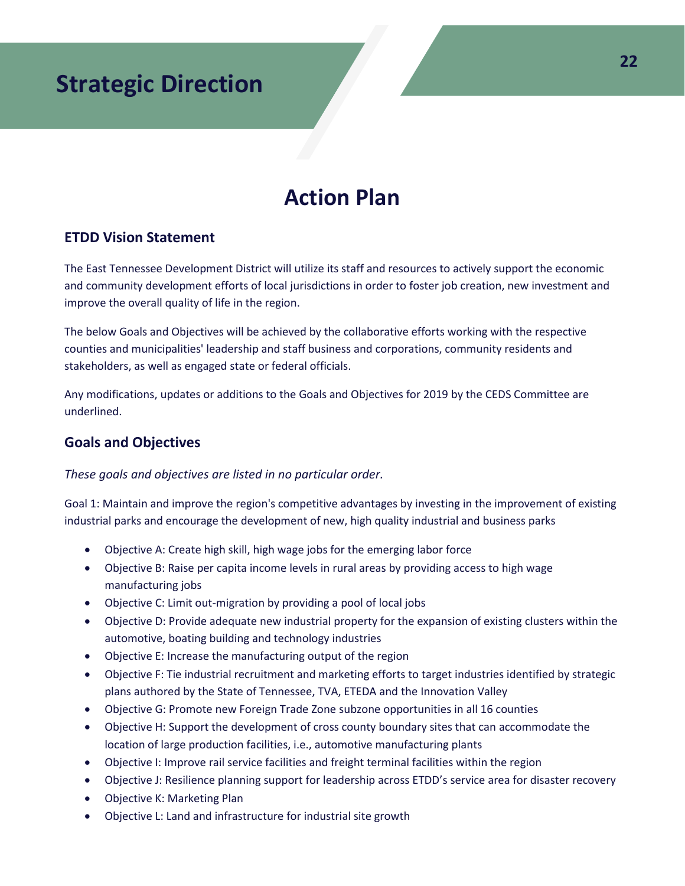# Strategic Direction

## Action Plan

### ETDD Vision Statement

The East Tennessee Development District will utilize its staff and resources to actively support the economic and community development efforts of local jurisdictions in order to foster job creation, new investment and improve the overall quality of life in the region.

The below Goals and Objectives will be achieved by the collaborative efforts working with the respective counties and municipalities' leadership and staff business and corporations, community residents and stakeholders, as well as engaged state or federal officials.

Any modifications, updates or additions to the Goals and Objectives for 2019 by the CEDS Committee are underlined.

### Goals and Objectives

*These goals and objectives are listed in no particular order.*

Goal 1: Maintain and improve the region's competitive advantages by investing in the improvement of existing industrial parks and encourage the development of new, high quality industrial and business parks

- Objective A: Create high skill, high wage jobs for the emerging labor force
- Objective B: Raise per capita income levels in rural areas by providing access to high wage manufacturing jobs
- Objective C: Limit out-migration by providing a pool of local jobs
- Objective D: Provide adequate new industrial property for the expansion of existing clusters within the automotive, boating building and technology industries
- Objective E: Increase the manufacturing output of the region
- Objective F: Tie industrial recruitment and marketing efforts to target industries identified by strategic plans authored by the State of Tennessee, TVA, ETEDA and the Innovation Valley
- Objective G: Promote new Foreign Trade Zone subzone opportunities in all 16 counties
- Objective H: Support the development of cross county boundary sites that can accommodate the location of large production facilities, i.e., automotive manufacturing plants
- Objective I: Improve rail service facilities and freight terminal facilities within the region
- Objective J: Resilience planning support for leadership across ETDD's service area for disaster recovery
- Objective K: Marketing Plan
- Objective L: Land and infrastructure for industrial site growth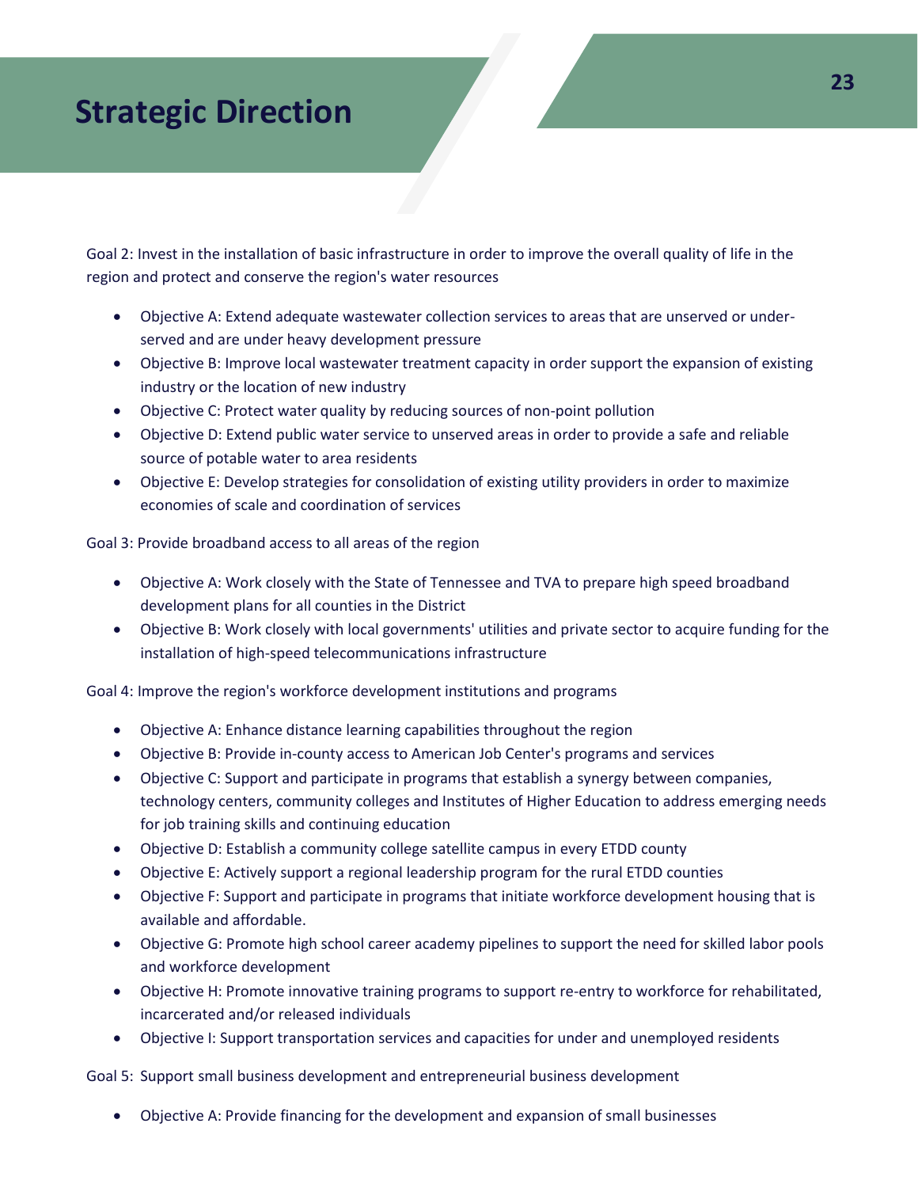# Strategic Direction

Goal 2: Invest in the installation of basic infrastructure in order to improve the overall quality of life in the region and protect and conserve the region's water resources

- Objective A: Extend adequate wastewater collection services to areas that are unserved or under-served and are under heavy development pressure
- Objective B: Improve local wastewater treatment capacity in order support the expansion of existing industry or the location of new industry
- Objective C: Protect water quality by reducing sources of non-point pollution
- Objective D: Extend public water service to unserved areas in order to provide a safe and reliable source of potable water to area residents
- Objective E: Develop strategies for consolidation of existing utility providers in order to maximize economies of scale and coordination of services

Goal 3: Provide broadband access to all areas of the region

- Objective A: Work closely with the State of Tennessee and TVA to prepare high speed broadband development plans for all counties in the District
- Objective B: Work closely with local governments' utilities and private sector to acquire funding for the installation of high-speed telecommunications infrastructure

Goal 4: Improve the region's workforce development institutions and programs

- Objective A: Enhance distance learning capabilities throughout the region
- Objective B: Provide in-county access to American Job Center's programs and services
- Objective C: Support and participate in programs that establish a synergy between companies, technology centers, community colleges and Institutes of Higher Education to address emerging needs for job training skills and continuing education
- Objective D: Establish a community college satellite campus in every ETDD county
- Objective E: Actively support a regional leadership program for the rural ETDD counties
- Objective F: Support and participate in programs that initiate workforce development housing that is available and affordable.
- Objective G: Promote high school career academy pipelines to support the need for skilled labor pools and workforce development
- Objective H: Promote innovative training programs to support re-entry to workforce for rehabilitated, incarcerated and/or released individuals
- Objective I: Support transportation services and capacities for under and unemployed residents

Goal 5: Support small business development and entrepreneurial business development

- Objective A: Provide financing for the development and expansion of small businesses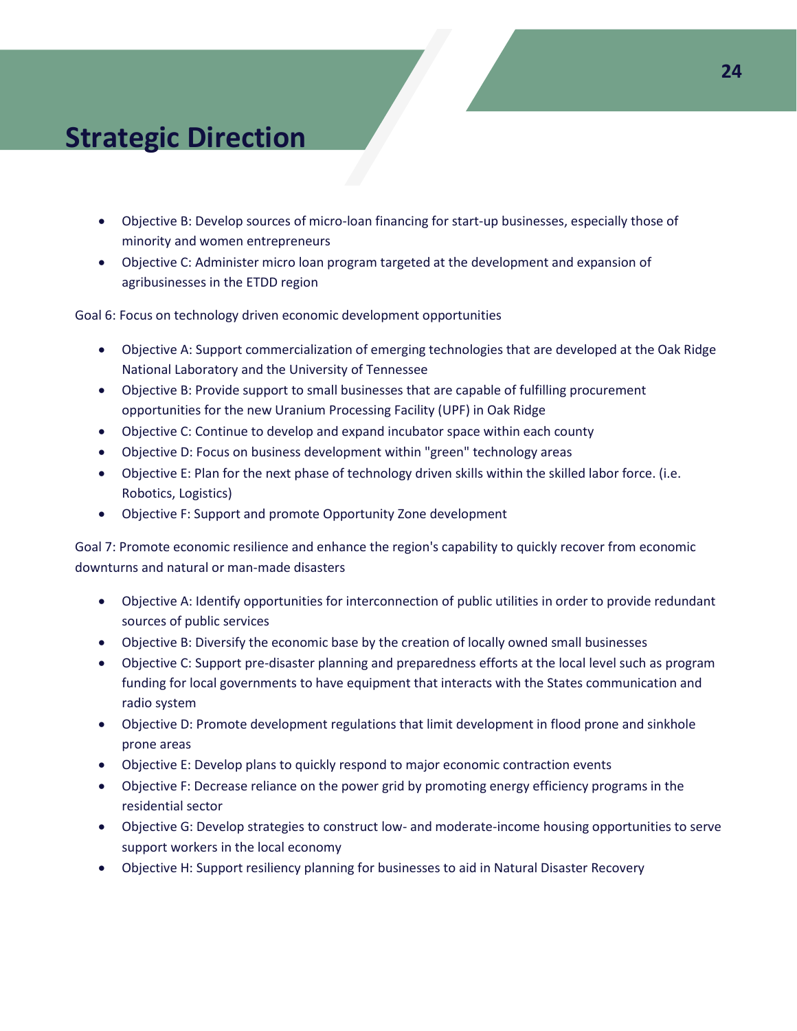# Strategic Direction

- Objective B: Develop sources of micro-loan financing for start-up businesses, especially those of minority and women entrepreneurs
- Objective C: Administer micro loan program targeted at the development and expansion of agribusinesses in the ETDD region

Goal 6: Focus on technology driven economic development opportunities

- Objective A: Support commercialization of emerging technologies that are developed at the Oak Ridge National Laboratory and the University of Tennessee
- Objective B: Provide support to small businesses that are capable of fulfilling procurement opportunities for the new Uranium Processing Facility (UPF) in Oak Ridge
- Objective C: Continue to develop and expand incubator space within each county
- Objective D: Focus on business development within "green" technology areas
- Objective E: Plan for the next phase of technology driven skills within the skilled labor force. (i.e. Robotics, Logistics)
- Objective F: Support and promote Opportunity Zone development

Goal 7: Promote economic resilience and enhance the region's capability to quickly recover from economic downturns and natural or man-made disasters

- Objective A: Identify opportunities for interconnection of public utilities in order to provide redundant sources of public services
- Objective B: Diversify the economic base by the creation of locally owned small businesses
- Objective C: Support pre-disaster planning and preparedness efforts at the local level such as program funding for local governments to have equipment that interacts with the States communication and radio system
- Objective D: Promote development regulations that limit development in flood prone and sinkhole prone areas
- Objective E: Develop plans to quickly respond to major economic contraction events
- Objective F: Decrease reliance on the power grid by promoting energy efficiency programs in the residential sector
- Objective G: Develop strategies to construct low- and moderate-income housing opportunities to serve support workers in the local economy
- Objective H: Support resiliency planning for businesses to aid in Natural Disaster Recovery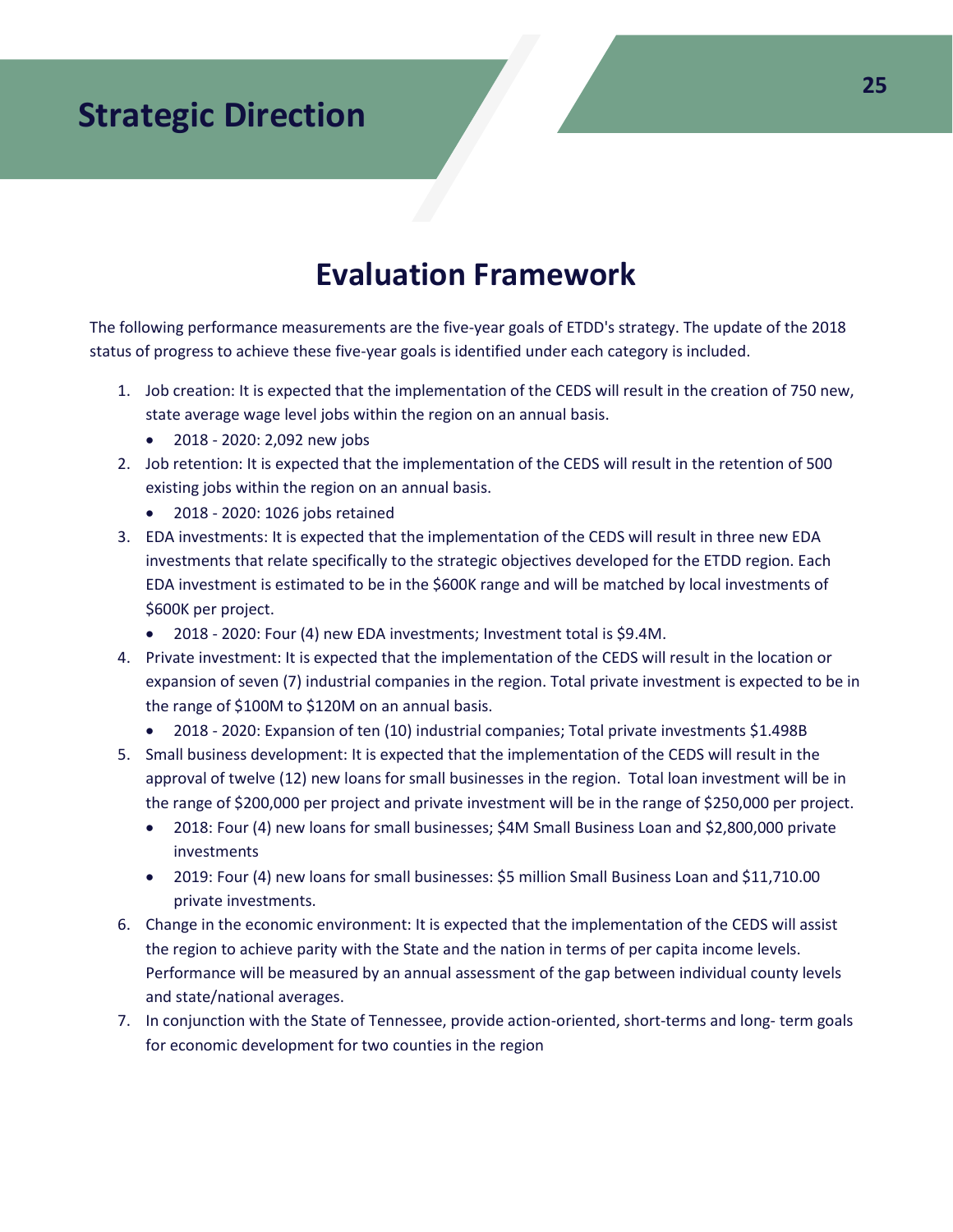# Strategic Direction

## Evaluation Framework

The following performance measurements are the five-year goals of ETDD's strategy. The update of the 2018 status of progress to achieve these five-year goals is identified under each category is included.

1. Job creation: It is expected that the implementation of the CEDS will result in the creation of 750 new, state average wage level jobs within the region on an annual basis.
   - 2018 - 2020: 2,092 new jobs
2. Job retention: It is expected that the implementation of the CEDS will result in the retention of 500 existing jobs within the region on an annual basis.
   - 2018 - 2020: 1026 jobs retained
3. EDA investments: It is expected that the implementation of the CEDS will result in three new EDA investments that relate specifically to the strategic objectives developed for the ETDD region. Each EDA investment is estimated to be in the $600K range and will be matched by local investments of $600K per project.
   - 2018 - 2020: Four (4) new EDA investments; Investment total is $9.4M.
4. Private investment: It is expected that the implementation of the CEDS will result in the location or expansion of seven (7) industrial companies in the region. Total private investment is expected to be in the range of $100M to $120M on an annual basis.
   - 2018 - 2020: Expansion of ten (10) industrial companies; Total private investments $1.498B
5. Small business development: It is expected that the implementation of the CEDS will result in the approval of twelve (12) new loans for small businesses in the region. Total loan investment will be in the range of $200,000 per project and private investment will be in the range of $250,000 per project.
   - 2018: Four (4) new loans for small businesses; $4M Small Business Loan and $2,800,000 private investments
   - 2019: Four (4) new loans for small businesses: $5 million Small Business Loan and $11,710.00 private investments.
6. Change in the economic environment: It is expected that the implementation of the CEDS will assist the region to achieve parity with the State and the nation in terms of per capita income levels. Performance will be measured by an annual assessment of the gap between individual county levels and state/national averages.
7. In conjunction with the State of Tennessee, provide action-oriented, short-terms and long- term goals for economic development for two counties in the region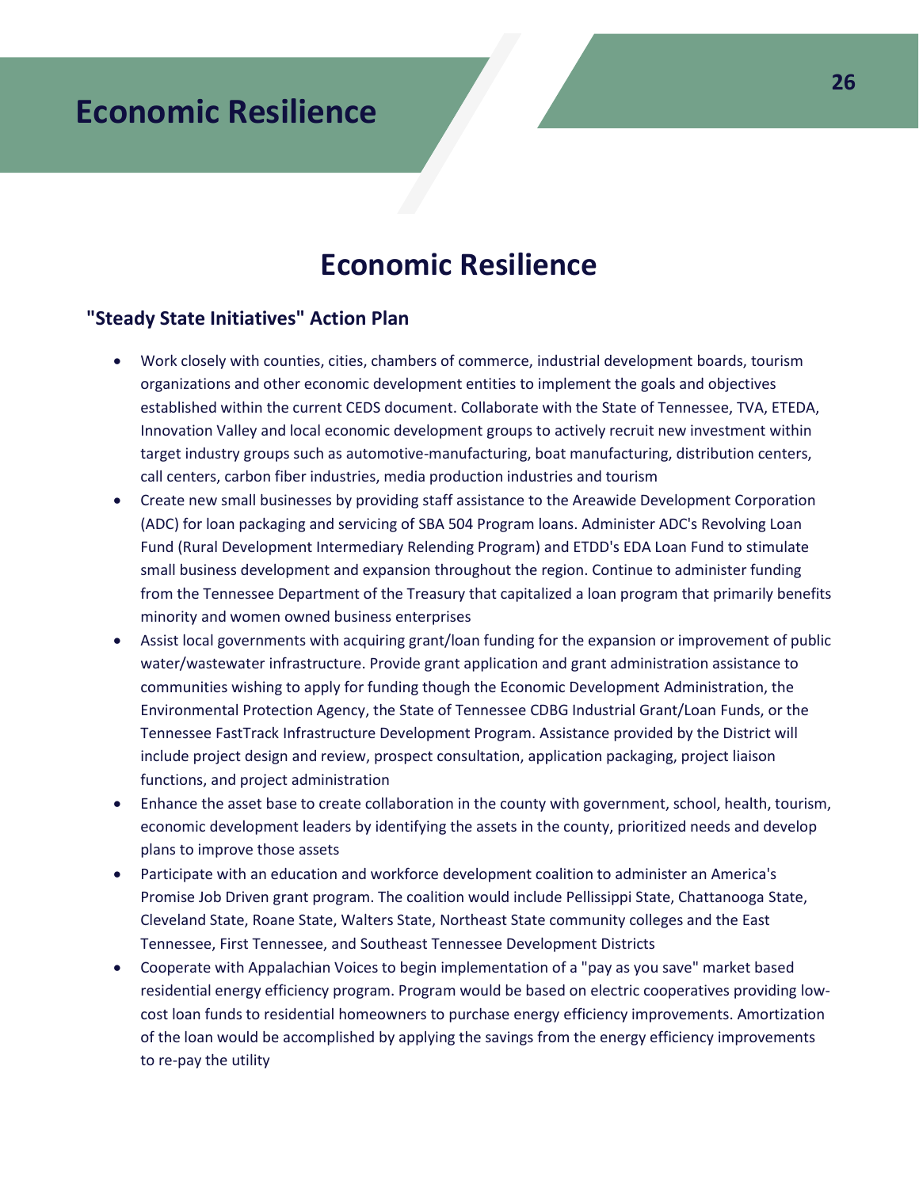# Economic Resilience

## Economic Resilience

### "Steady State Initiatives" Action Plan

- Work closely with counties, cities, chambers of commerce, industrial development boards, tourism organizations and other economic development entities to implement the goals and objectives established within the current CEDS document. Collaborate with the State of Tennessee, TVA, ETEDA, Innovation Valley and local economic development groups to actively recruit new investment within target industry groups such as automotive-manufacturing, boat manufacturing, distribution centers, call centers, carbon fiber industries, media production industries and tourism
- Create new small businesses by providing staff assistance to the Areawide Development Corporation (ADC) for loan packaging and servicing of SBA 504 Program loans. Administer ADC's Revolving Loan Fund (Rural Development Intermediary Relending Program) and ETDD's EDA Loan Fund to stimulate small business development and expansion throughout the region. Continue to administer funding from the Tennessee Department of the Treasury that capitalized a loan program that primarily benefits minority and women owned business enterprises
- Assist local governments with acquiring grant/loan funding for the expansion or improvement of public water/wastewater infrastructure. Provide grant application and grant administration assistance to communities wishing to apply for funding though the Economic Development Administration, the Environmental Protection Agency, the State of Tennessee CDBG Industrial Grant/Loan Funds, or the Tennessee FastTrack Infrastructure Development Program. Assistance provided by the District will include project design and review, prospect consultation, application packaging, project liaison functions, and project administration
- Enhance the asset base to create collaboration in the county with government, school, health, tourism, economic development leaders by identifying the assets in the county, prioritized needs and develop plans to improve those assets
- Participate with an education and workforce development coalition to administer an America's Promise Job Driven grant program. The coalition would include Pellissippi State, Chattanooga State, Cleveland State, Roane State, Walters State, Northeast State community colleges and the East Tennessee, First Tennessee, and Southeast Tennessee Development Districts
- Cooperate with Appalachian Voices to begin implementation of a "pay as you save" market based residential energy efficiency program. Program would be based on electric cooperatives providing low-cost loan funds to residential homeowners to purchase energy efficiency improvements. Amortization of the loan would be accomplished by applying the savings from the energy efficiency improvements to re-pay the utility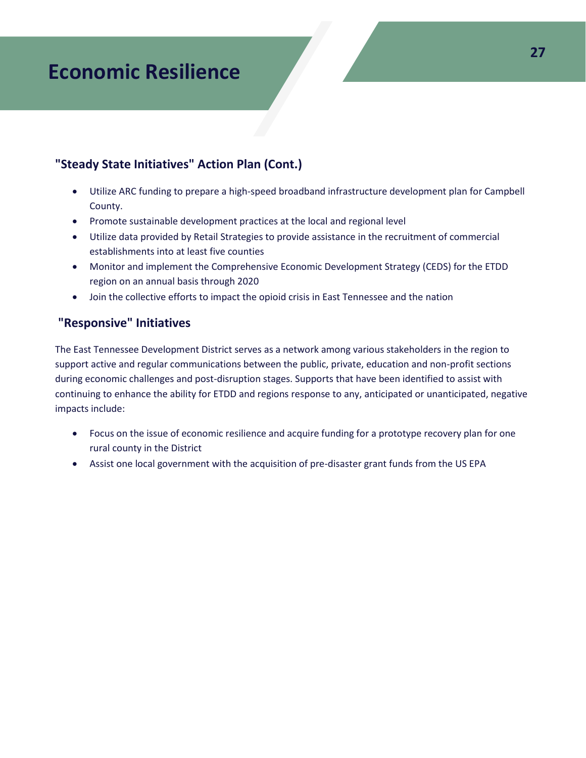# Economic Resilience

## "Steady State Initiatives" Action Plan (Cont.)

- Utilize ARC funding to prepare a high-speed broadband infrastructure development plan for Campbell County.
- Promote sustainable development practices at the local and regional level
- Utilize data provided by Retail Strategies to provide assistance in the recruitment of commercial establishments into at least five counties
- Monitor and implement the Comprehensive Economic Development Strategy (CEDS) for the ETDD region on an annual basis through 2020
- Join the collective efforts to impact the opioid crisis in East Tennessee and the nation

## "Responsive" Initiatives

The East Tennessee Development District serves as a network among various stakeholders in the region to support active and regular communications between the public, private, education and non-profit sections during economic challenges and post-disruption stages. Supports that have been identified to assist with continuing to enhance the ability for ETDD and regions response to any, anticipated or unanticipated, negative impacts include:

- Focus on the issue of economic resilience and acquire funding for a prototype recovery plan for one rural county in the District
- Assist one local government with the acquisition of pre-disaster grant funds from the US EPA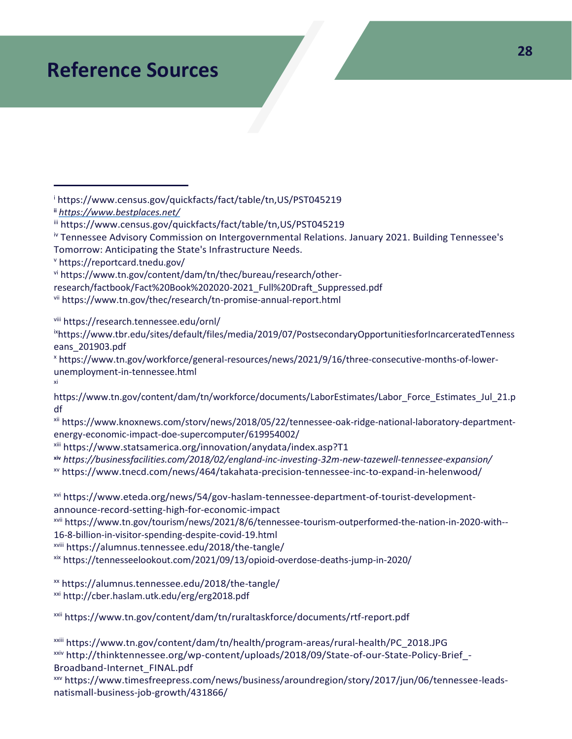# Reference Sources

[i] https://www.census.gov/quickfacts/fact/table/tn,US/PST045219

[ii] *https://www.bestplaces.net/*

[iii] https://www.census.gov/quickfacts/fact/table/tn,US/PST045219

[iv] Tennessee Advisory Commission on Intergovernmental Relations. January 2021. Building Tennessee's Tomorrow: Anticipating the State's Infrastructure Needs.

[v] https://reportcard.tnedu.gov/

[vi] https://www.tn.gov/content/dam/tn/thec/bureau/research/other-research/factbook/Fact%20Book%202020-2021_Full%20Draft_Suppressed.pdf

[vii] https://www.tn.gov/thec/research/tn-promise-annual-report.html

[viii] https://research.tennessee.edu/ornl/

[ix] https://www.tbr.edu/sites/default/files/media/2019/07/PostsecondaryOpportunitiesforIncarceratedTennesseans_201903.pdf

[x] https://www.tn.gov/workforce/general-resources/news/2021/9/16/three-consecutive-months-of-lower-unemployment-in-tennessee.html

[xi] https://www.tn.gov/content/dam/tn/workforce/documents/LaborEstimates/Labor_Force_Estimates_Jul_21.pdf

[xii] https://www.knoxnews.com/storv/news/2018/05/22/tennessee-oak-ridge-national-laboratory-department-energy-economic-impact-doe-supercomputer/619954002/

[xiii] https://www.statsamerica.org/innovation/anydata/index.asp?T1

[xiv] *https://businessfacilities.com/2018/02/england-inc-investing-32m-new-tazewell-tennessee-expansion/*

[xv] https://www.tnecd.com/news/464/takahata-precision-tennessee-inc-to-expand-in-helenwood/

[xvi] https://www.eteda.org/news/54/gov-haslam-tennessee-department-of-tourist-development-announce-record-setting-high-for-economic-impact

[xvii] https://www.tn.gov/tourism/news/2021/8/6/tennessee-tourism-outperformed-the-nation-in-2020-with--16-8-billion-in-visitor-spending-despite-covid-19.html

[xviii] https://alumnus.tennessee.edu/2018/the-tangle/

[xix] https://tennesseelookout.com/2021/09/13/opioid-overdose-deaths-jump-in-2020/

[xx] https://alumnus.tennessee.edu/2018/the-tangle/

[xxi] http://cber.haslam.utk.edu/erg/erg2018.pdf

[xxii] https://www.tn.gov/content/dam/tn/ruraltaskforce/documents/rtf-report.pdf

[xxiii] https://www.tn.gov/content/dam/tn/health/program-areas/rural-health/PC_2018.JPG

[xxiv] http://thinktennessee.org/wp-content/uploads/2018/09/State-of-our-State-Policy-Brief_-Broadband-Internet_FINAL.pdf

[xxv] https://www.timesfreepress.com/news/business/aroundregion/story/2017/jun/06/tennessee-leads-natismall-business-job-growth/431866/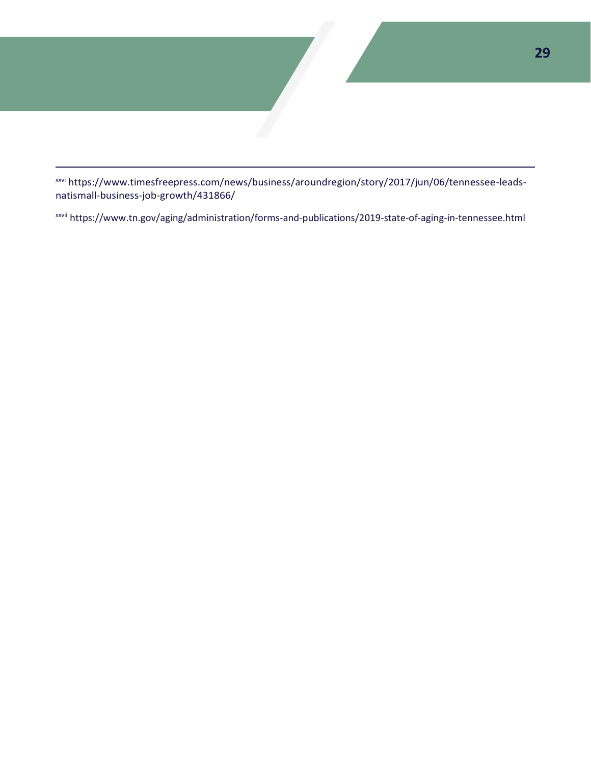---

[xxvi] https://www.timesfreepress.com/news/business/aroundregion/story/2017/jun/06/tennessee-leads-natismall-business-job-growth/431866/

[xxvii] https://www.tn.gov/aging/administration/forms-and-publications/2019-state-of-aging-in-tennessee.html